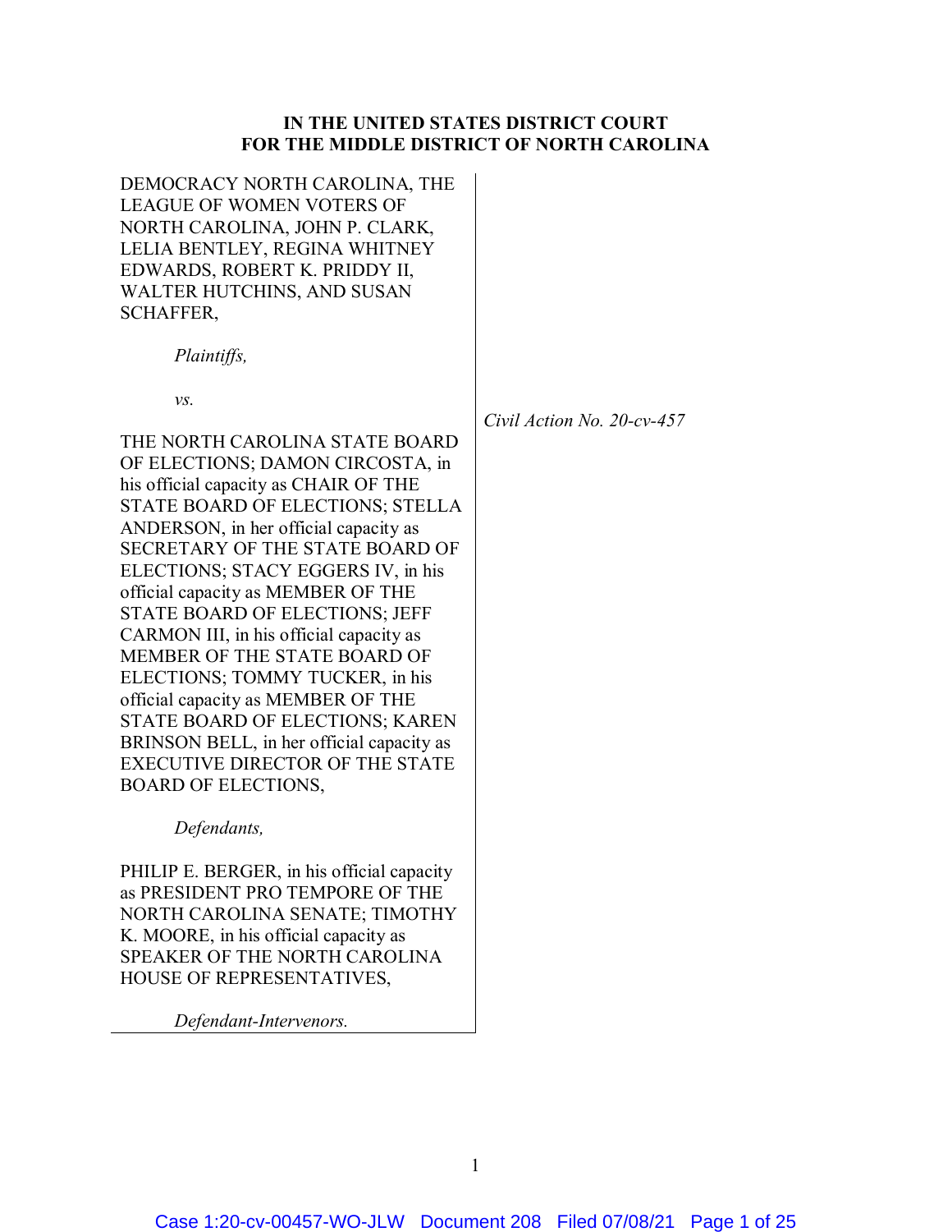**IN THE UNITED STATES DISTRICT COURT**
**FOR THE MIDDLE DISTRICT OF NORTH CAROLINA**

DEMOCRACY NORTH CAROLINA, THE LEAGUE OF WOMEN VOTERS OF NORTH CAROLINA, JOHN P. CLARK, LELIA BENTLEY, REGINA WHITNEY EDWARDS, ROBERT K. PRIDDY II, WALTER HUTCHINS, AND SUSAN SCHAFFER,

*Plaintiffs,*

*vs.*

THE NORTH CAROLINA STATE BOARD OF ELECTIONS; DAMON CIRCOSTA, in his official capacity as CHAIR OF THE STATE BOARD OF ELECTIONS; STELLA ANDERSON, in her official capacity as SECRETARY OF THE STATE BOARD OF ELECTIONS; STACY EGGERS IV, in his official capacity as MEMBER OF THE STATE BOARD OF ELECTIONS; JEFF CARMON III, in his official capacity as MEMBER OF THE STATE BOARD OF ELECTIONS; TOMMY TUCKER, in his official capacity as MEMBER OF THE STATE BOARD OF ELECTIONS; KAREN BRINSON BELL, in her official capacity as EXECUTIVE DIRECTOR OF THE STATE BOARD OF ELECTIONS,

*Defendants,*

PHILIP E. BERGER, in his official capacity as PRESIDENT PRO TEMPORE OF THE NORTH CAROLINA SENATE; TIMOTHY K. MOORE, in his official capacity as SPEAKER OF THE NORTH CAROLINA HOUSE OF REPRESENTATIVES,

*Defendant-Intervenors.*

*Civil Action No. 20-cv-457*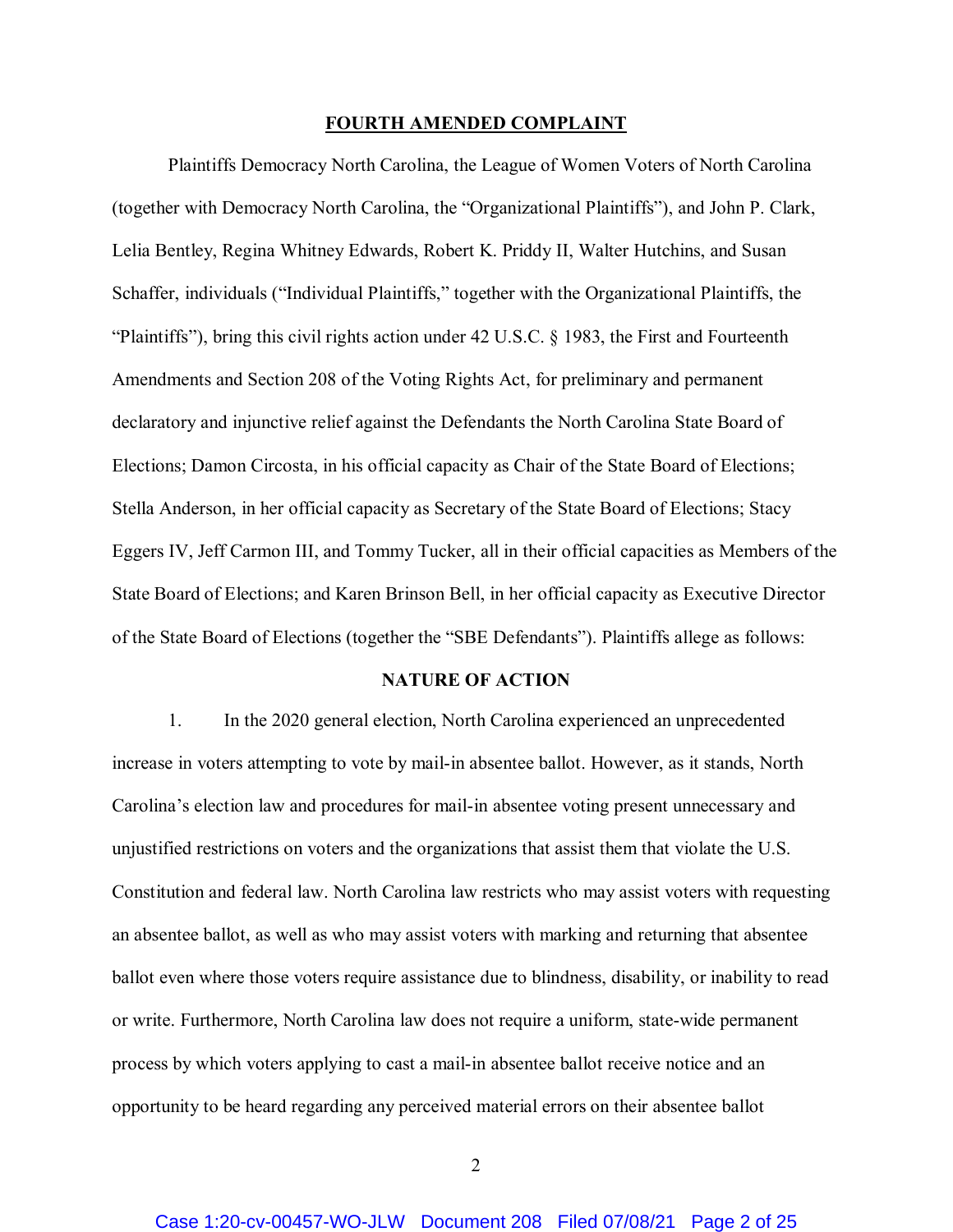## FOURTH AMENDED COMPLAINT

Plaintiffs Democracy North Carolina, the League of Women Voters of North Carolina (together with Democracy North Carolina, the "Organizational Plaintiffs"), and John P. Clark, Lelia Bentley, Regina Whitney Edwards, Robert K. Priddy II, Walter Hutchins, and Susan Schaffer, individuals ("Individual Plaintiffs," together with the Organizational Plaintiffs, the "Plaintiffs"), bring this civil rights action under 42 U.S.C. § 1983, the First and Fourteenth Amendments and Section 208 of the Voting Rights Act, for preliminary and permanent declaratory and injunctive relief against the Defendants the North Carolina State Board of Elections; Damon Circosta, in his official capacity as Chair of the State Board of Elections; Stella Anderson, in her official capacity as Secretary of the State Board of Elections; Stacy Eggers IV, Jeff Carmon III, and Tommy Tucker, all in their official capacities as Members of the State Board of Elections; and Karen Brinson Bell, in her official capacity as Executive Director of the State Board of Elections (together the "SBE Defendants"). Plaintiffs allege as follows:

### NATURE OF ACTION

1. In the 2020 general election, North Carolina experienced an unprecedented increase in voters attempting to vote by mail-in absentee ballot. However, as it stands, North Carolina's election law and procedures for mail-in absentee voting present unnecessary and unjustified restrictions on voters and the organizations that assist them that violate the U.S. Constitution and federal law. North Carolina law restricts who may assist voters with requesting an absentee ballot, as well as who may assist voters with marking and returning that absentee ballot even where those voters require assistance due to blindness, disability, or inability to read or write. Furthermore, North Carolina law does not require a uniform, state-wide permanent process by which voters applying to cast a mail-in absentee ballot receive notice and an opportunity to be heard regarding any perceived material errors on their absentee ballot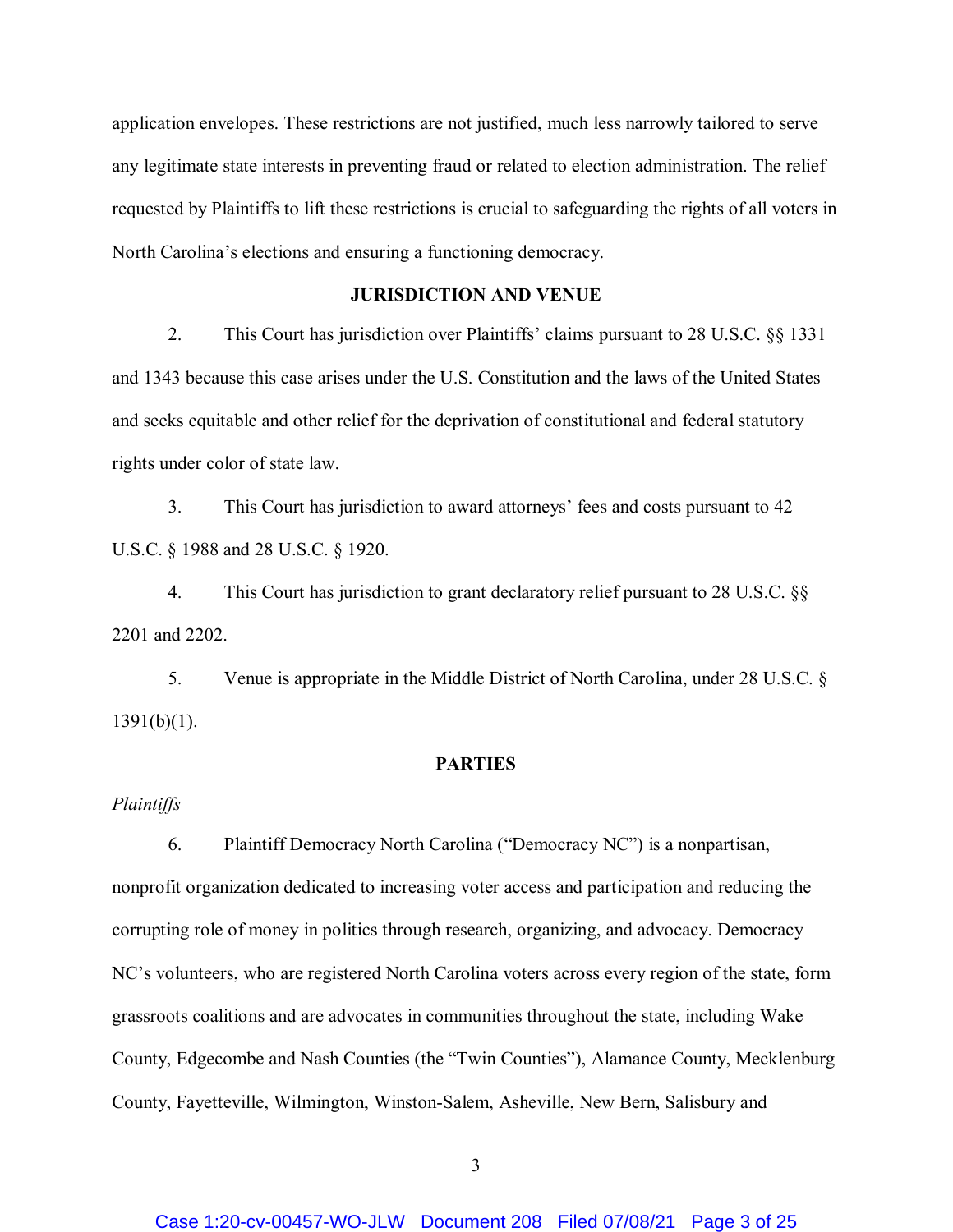application envelopes. These restrictions are not justified, much less narrowly tailored to serve any legitimate state interests in preventing fraud or related to election administration. The relief requested by Plaintiffs to lift these restrictions is crucial to safeguarding the rights of all voters in North Carolina's elections and ensuring a functioning democracy.

## JURISDICTION AND VENUE

2. This Court has jurisdiction over Plaintiffs' claims pursuant to 28 U.S.C. §§ 1331 and 1343 because this case arises under the U.S. Constitution and the laws of the United States and seeks equitable and other relief for the deprivation of constitutional and federal statutory rights under color of state law.

3. This Court has jurisdiction to award attorneys' fees and costs pursuant to 42 U.S.C. § 1988 and 28 U.S.C. § 1920.

4. This Court has jurisdiction to grant declaratory relief pursuant to 28 U.S.C. §§ 2201 and 2202.

5. Venue is appropriate in the Middle District of North Carolina, under 28 U.S.C. § 1391(b)(1).

## PARTIES

*Plaintiffs*

6. Plaintiff Democracy North Carolina ("Democracy NC") is a nonpartisan, nonprofit organization dedicated to increasing voter access and participation and reducing the corrupting role of money in politics through research, organizing, and advocacy. Democracy NC's volunteers, who are registered North Carolina voters across every region of the state, form grassroots coalitions and are advocates in communities throughout the state, including Wake County, Edgecombe and Nash Counties (the "Twin Counties"), Alamance County, Mecklenburg County, Fayetteville, Wilmington, Winston-Salem, Asheville, New Bern, Salisbury and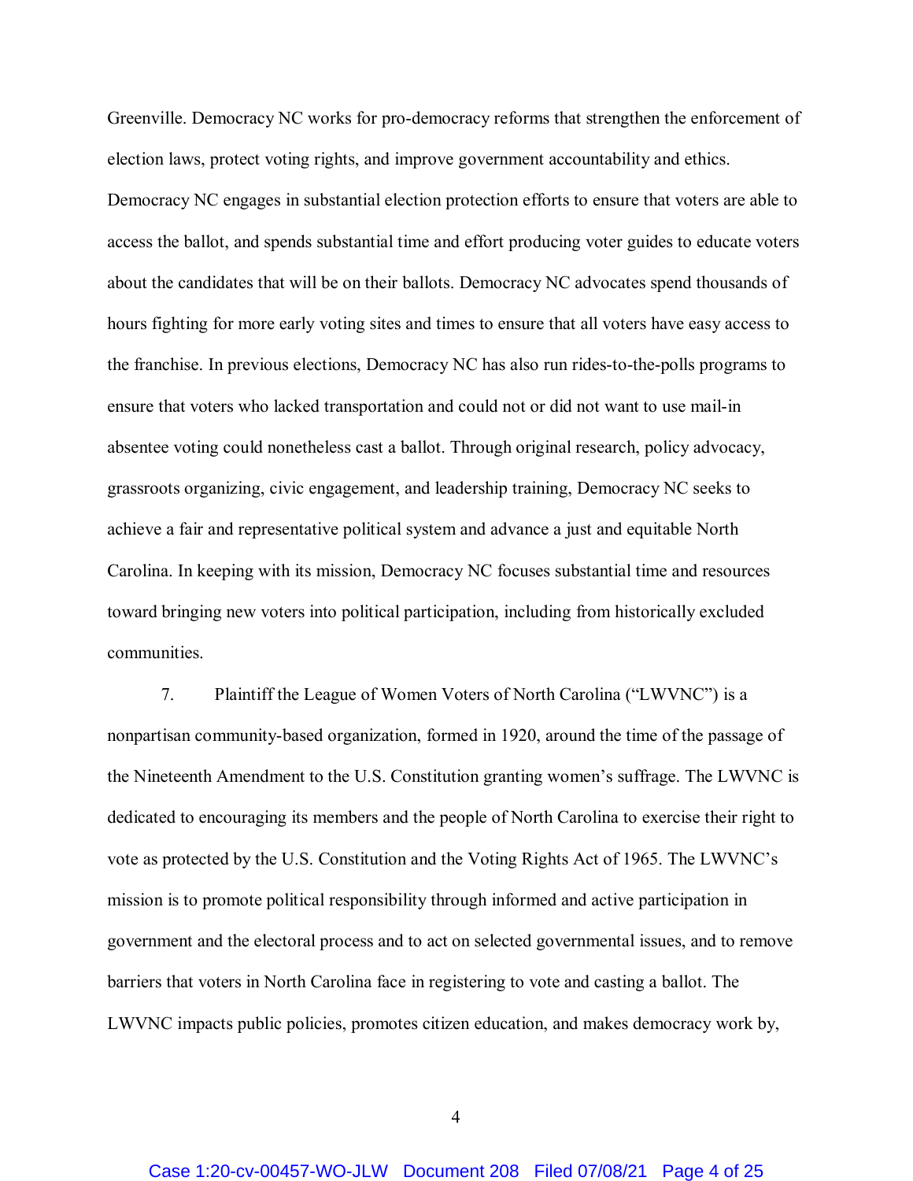Greenville. Democracy NC works for pro-democracy reforms that strengthen the enforcement of election laws, protect voting rights, and improve government accountability and ethics. Democracy NC engages in substantial election protection efforts to ensure that voters are able to access the ballot, and spends substantial time and effort producing voter guides to educate voters about the candidates that will be on their ballots. Democracy NC advocates spend thousands of hours fighting for more early voting sites and times to ensure that all voters have easy access to the franchise. In previous elections, Democracy NC has also run rides-to-the-polls programs to ensure that voters who lacked transportation and could not or did not want to use mail-in absentee voting could nonetheless cast a ballot. Through original research, policy advocacy, grassroots organizing, civic engagement, and leadership training, Democracy NC seeks to achieve a fair and representative political system and advance a just and equitable North Carolina. In keeping with its mission, Democracy NC focuses substantial time and resources toward bringing new voters into political participation, including from historically excluded communities.

7. Plaintiff the League of Women Voters of North Carolina ("LWVNC") is a nonpartisan community-based organization, formed in 1920, around the time of the passage of the Nineteenth Amendment to the U.S. Constitution granting women's suffrage. The LWVNC is dedicated to encouraging its members and the people of North Carolina to exercise their right to vote as protected by the U.S. Constitution and the Voting Rights Act of 1965. The LWVNC's mission is to promote political responsibility through informed and active participation in government and the electoral process and to act on selected governmental issues, and to remove barriers that voters in North Carolina face in registering to vote and casting a ballot. The LWVNC impacts public policies, promotes citizen education, and makes democracy work by,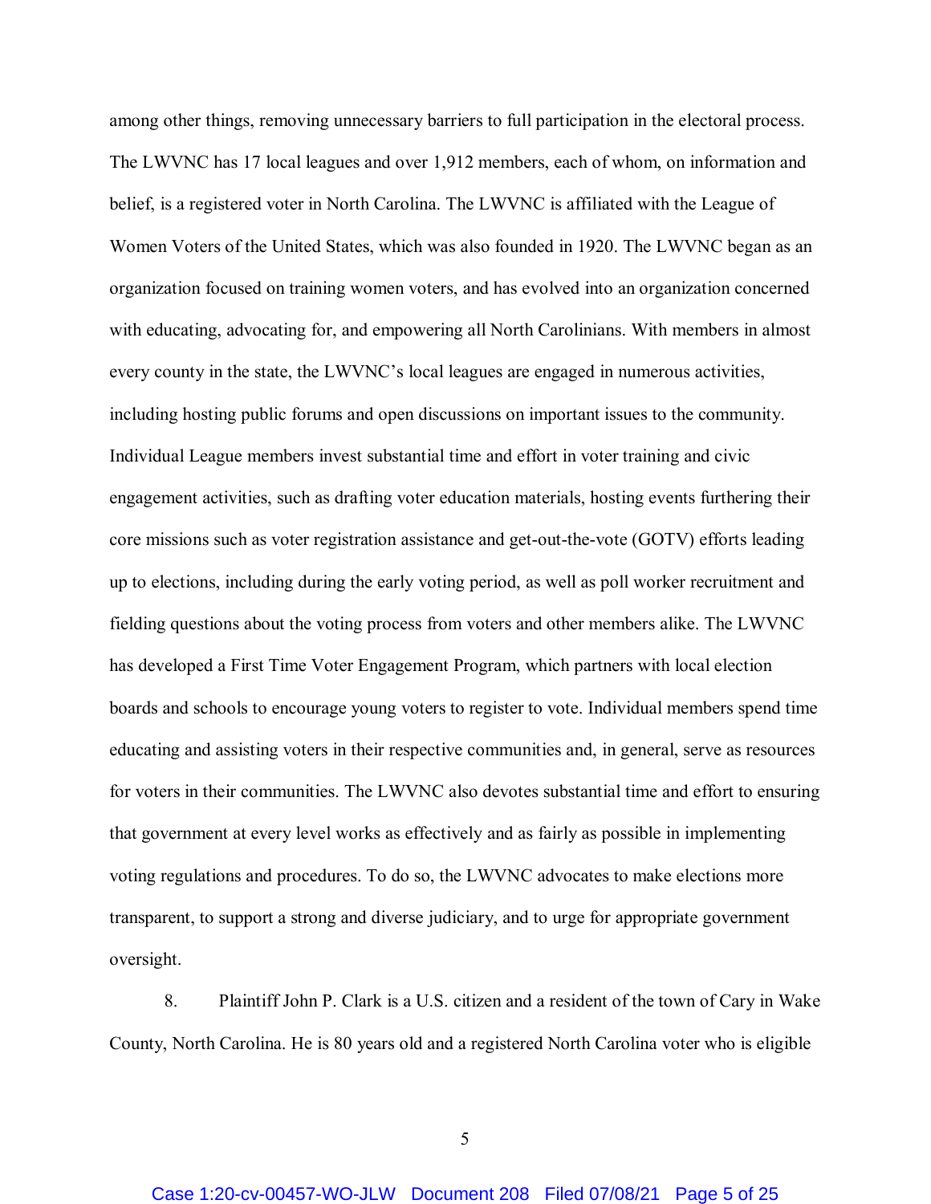among other things, removing unnecessary barriers to full participation in the electoral process. The LWVNC has 17 local leagues and over 1,912 members, each of whom, on information and belief, is a registered voter in North Carolina. The LWVNC is affiliated with the League of Women Voters of the United States, which was also founded in 1920. The LWVNC began as an organization focused on training women voters, and has evolved into an organization concerned with educating, advocating for, and empowering all North Carolinians. With members in almost every county in the state, the LWVNC's local leagues are engaged in numerous activities, including hosting public forums and open discussions on important issues to the community. Individual League members invest substantial time and effort in voter training and civic engagement activities, such as drafting voter education materials, hosting events furthering their core missions such as voter registration assistance and get-out-the-vote (GOTV) efforts leading up to elections, including during the early voting period, as well as poll worker recruitment and fielding questions about the voting process from voters and other members alike. The LWVNC has developed a First Time Voter Engagement Program, which partners with local election boards and schools to encourage young voters to register to vote. Individual members spend time educating and assisting voters in their respective communities and, in general, serve as resources for voters in their communities. The LWVNC also devotes substantial time and effort to ensuring that government at every level works as effectively and as fairly as possible in implementing voting regulations and procedures. To do so, the LWVNC advocates to make elections more transparent, to support a strong and diverse judiciary, and to urge for appropriate government oversight.

8. Plaintiff John P. Clark is a U.S. citizen and a resident of the town of Cary in Wake County, North Carolina. He is 80 years old and a registered North Carolina voter who is eligible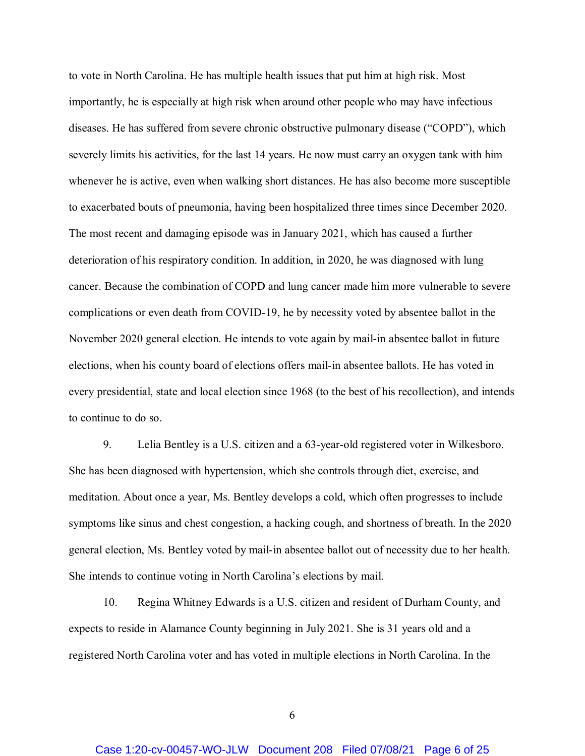to vote in North Carolina. He has multiple health issues that put him at high risk. Most importantly, he is especially at high risk when around other people who may have infectious diseases. He has suffered from severe chronic obstructive pulmonary disease ("COPD"), which severely limits his activities, for the last 14 years. He now must carry an oxygen tank with him whenever he is active, even when walking short distances. He has also become more susceptible to exacerbated bouts of pneumonia, having been hospitalized three times since December 2020. The most recent and damaging episode was in January 2021, which has caused a further deterioration of his respiratory condition. In addition, in 2020, he was diagnosed with lung cancer. Because the combination of COPD and lung cancer made him more vulnerable to severe complications or even death from COVID-19, he by necessity voted by absentee ballot in the November 2020 general election. He intends to vote again by mail-in absentee ballot in future elections, when his county board of elections offers mail-in absentee ballots. He has voted in every presidential, state and local election since 1968 (to the best of his recollection), and intends to continue to do so.

9. Lelia Bentley is a U.S. citizen and a 63-year-old registered voter in Wilkesboro. She has been diagnosed with hypertension, which she controls through diet, exercise, and meditation. About once a year, Ms. Bentley develops a cold, which often progresses to include symptoms like sinus and chest congestion, a hacking cough, and shortness of breath. In the 2020 general election, Ms. Bentley voted by mail-in absentee ballot out of necessity due to her health. She intends to continue voting in North Carolina's elections by mail.

10. Regina Whitney Edwards is a U.S. citizen and resident of Durham County, and expects to reside in Alamance County beginning in July 2021. She is 31 years old and a registered North Carolina voter and has voted in multiple elections in North Carolina. In the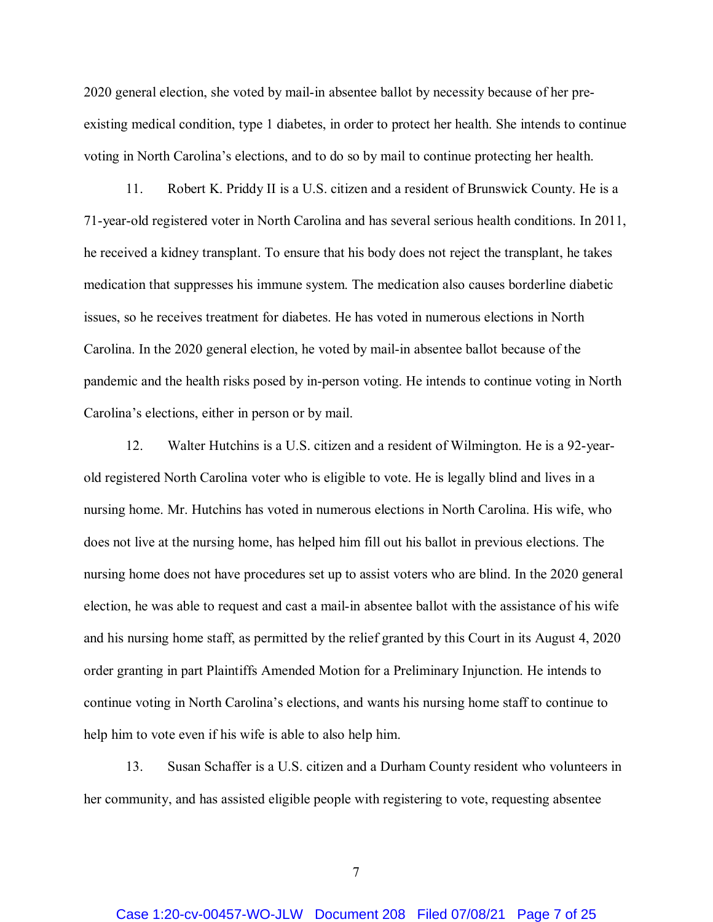2020 general election, she voted by mail-in absentee ballot by necessity because of her pre-existing medical condition, type 1 diabetes, in order to protect her health. She intends to continue voting in North Carolina's elections, and to do so by mail to continue protecting her health.

11. Robert K. Priddy II is a U.S. citizen and a resident of Brunswick County. He is a 71-year-old registered voter in North Carolina and has several serious health conditions. In 2011, he received a kidney transplant. To ensure that his body does not reject the transplant, he takes medication that suppresses his immune system. The medication also causes borderline diabetic issues, so he receives treatment for diabetes. He has voted in numerous elections in North Carolina. In the 2020 general election, he voted by mail-in absentee ballot because of the pandemic and the health risks posed by in-person voting. He intends to continue voting in North Carolina's elections, either in person or by mail.

12. Walter Hutchins is a U.S. citizen and a resident of Wilmington. He is a 92-year-old registered North Carolina voter who is eligible to vote. He is legally blind and lives in a nursing home. Mr. Hutchins has voted in numerous elections in North Carolina. His wife, who does not live at the nursing home, has helped him fill out his ballot in previous elections. The nursing home does not have procedures set up to assist voters who are blind. In the 2020 general election, he was able to request and cast a mail-in absentee ballot with the assistance of his wife and his nursing home staff, as permitted by the relief granted by this Court in its August 4, 2020 order granting in part Plaintiffs Amended Motion for a Preliminary Injunction. He intends to continue voting in North Carolina's elections, and wants his nursing home staff to continue to help him to vote even if his wife is able to also help him.

13. Susan Schaffer is a U.S. citizen and a Durham County resident who volunteers in her community, and has assisted eligible people with registering to vote, requesting absentee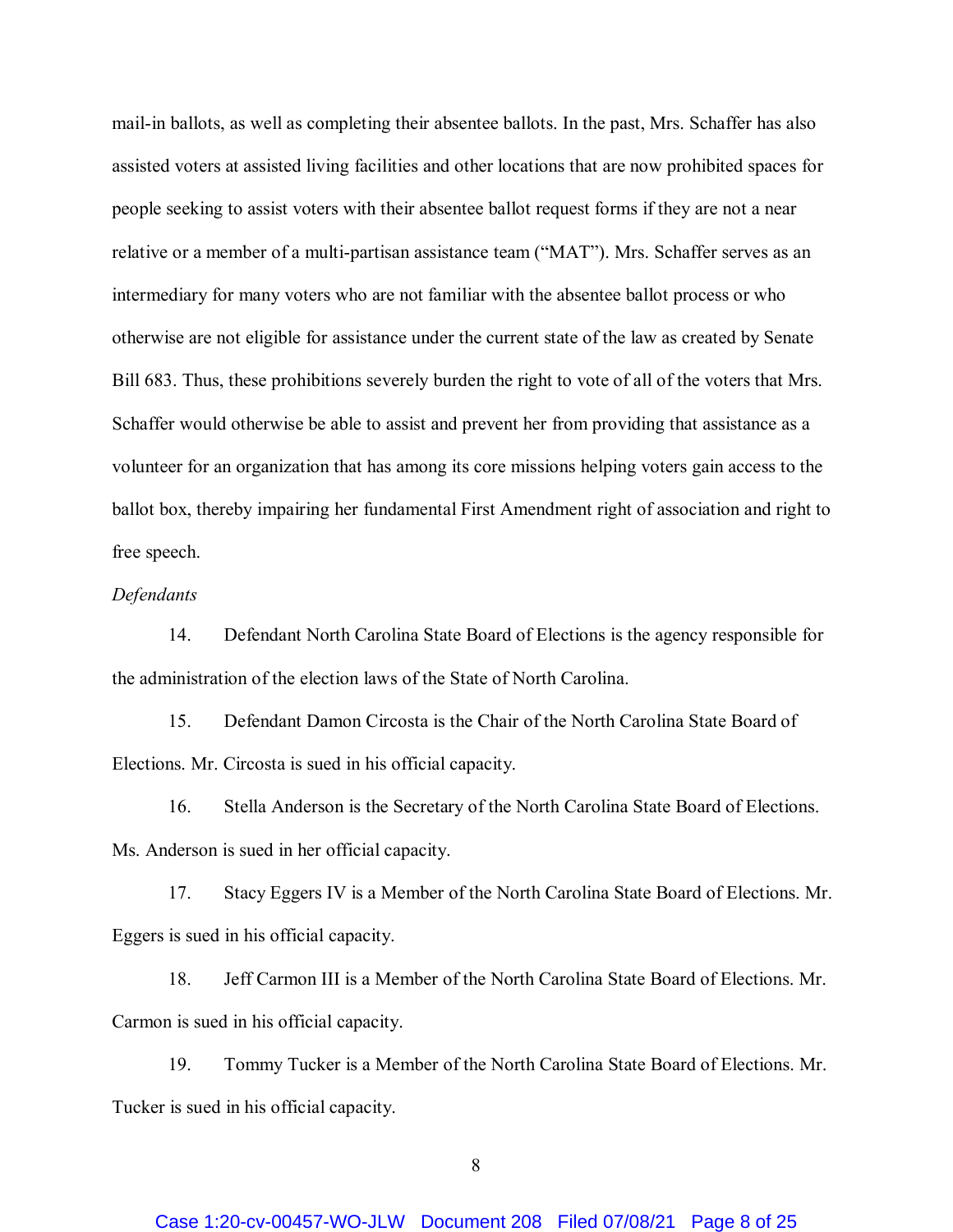mail-in ballots, as well as completing their absentee ballots. In the past, Mrs. Schaffer has also assisted voters at assisted living facilities and other locations that are now prohibited spaces for people seeking to assist voters with their absentee ballot request forms if they are not a near relative or a member of a multi-partisan assistance team ("MAT"). Mrs. Schaffer serves as an intermediary for many voters who are not familiar with the absentee ballot process or who otherwise are not eligible for assistance under the current state of the law as created by Senate Bill 683. Thus, these prohibitions severely burden the right to vote of all of the voters that Mrs. Schaffer would otherwise be able to assist and prevent her from providing that assistance as a volunteer for an organization that has among its core missions helping voters gain access to the ballot box, thereby impairing her fundamental First Amendment right of association and right to free speech.

*Defendants*

14. Defendant North Carolina State Board of Elections is the agency responsible for the administration of the election laws of the State of North Carolina.

15. Defendant Damon Circosta is the Chair of the North Carolina State Board of Elections. Mr. Circosta is sued in his official capacity.

16. Stella Anderson is the Secretary of the North Carolina State Board of Elections. Ms. Anderson is sued in her official capacity.

17. Stacy Eggers IV is a Member of the North Carolina State Board of Elections. Mr. Eggers is sued in his official capacity.

18. Jeff Carmon III is a Member of the North Carolina State Board of Elections. Mr. Carmon is sued in his official capacity.

19. Tommy Tucker is a Member of the North Carolina State Board of Elections. Mr. Tucker is sued in his official capacity.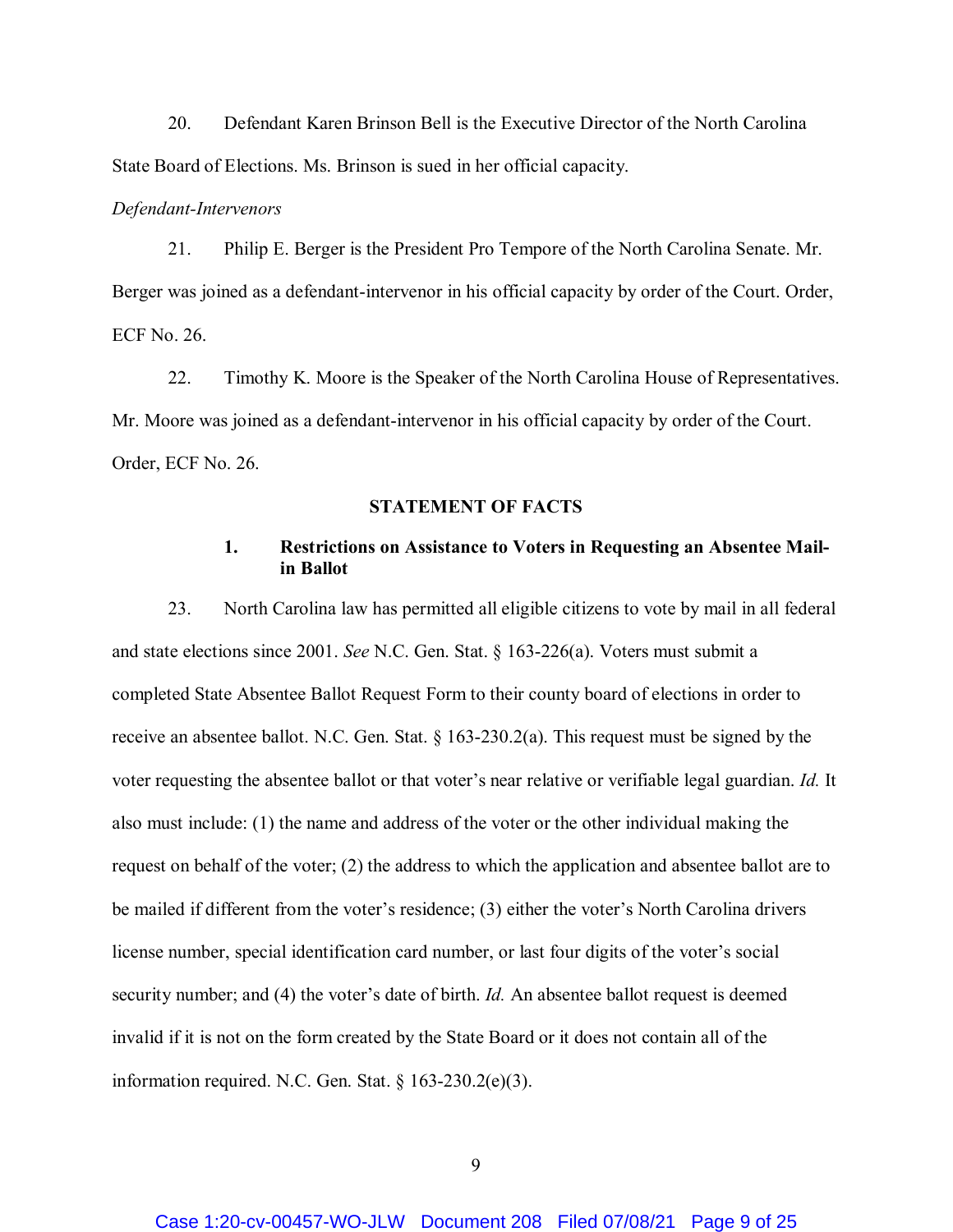20. Defendant Karen Brinson Bell is the Executive Director of the North Carolina State Board of Elections. Ms. Brinson is sued in her official capacity.

*Defendant-Intervenors*

21. Philip E. Berger is the President Pro Tempore of the North Carolina Senate. Mr. Berger was joined as a defendant-intervenor in his official capacity by order of the Court. Order, ECF No. 26.

22. Timothy K. Moore is the Speaker of the North Carolina House of Representatives. Mr. Moore was joined as a defendant-intervenor in his official capacity by order of the Court. Order, ECF No. 26.

## STATEMENT OF FACTS

### 1. Restrictions on Assistance to Voters in Requesting an Absentee Mail-in Ballot

23. North Carolina law has permitted all eligible citizens to vote by mail in all federal and state elections since 2001. *See* N.C. Gen. Stat. § 163-226(a). Voters must submit a completed State Absentee Ballot Request Form to their county board of elections in order to receive an absentee ballot. N.C. Gen. Stat. § 163-230.2(a). This request must be signed by the voter requesting the absentee ballot or that voter's near relative or verifiable legal guardian. *Id.* It also must include: (1) the name and address of the voter or the other individual making the request on behalf of the voter; (2) the address to which the application and absentee ballot are to be mailed if different from the voter's residence; (3) either the voter's North Carolina drivers license number, special identification card number, or last four digits of the voter's social security number; and (4) the voter's date of birth. *Id.* An absentee ballot request is deemed invalid if it is not on the form created by the State Board or it does not contain all of the information required. N.C. Gen. Stat. § 163-230.2(e)(3).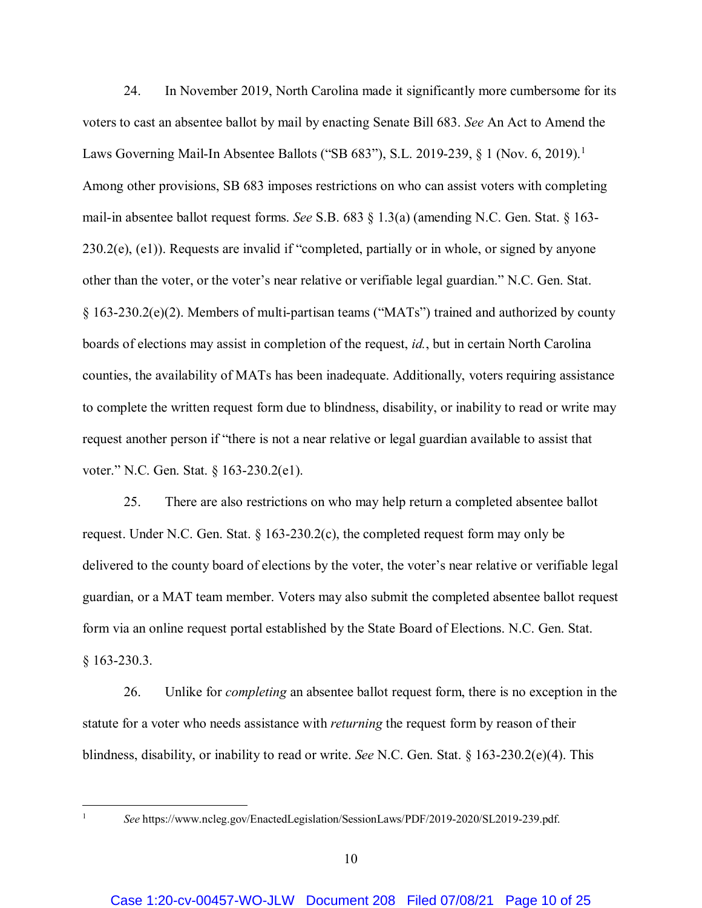24. In November 2019, North Carolina made it significantly more cumbersome for its voters to cast an absentee ballot by mail by enacting Senate Bill 683. *See* An Act to Amend the Laws Governing Mail-In Absentee Ballots ("SB 683"), S.L. 2019-239, § 1 (Nov. 6, 2019).[1] Among other provisions, SB 683 imposes restrictions on who can assist voters with completing mail-in absentee ballot request forms. *See* S.B. 683 § 1.3(a) (amending N.C. Gen. Stat. § 163-230.2(e), (e1)). Requests are invalid if "completed, partially or in whole, or signed by anyone other than the voter, or the voter's near relative or verifiable legal guardian." N.C. Gen. Stat. § 163-230.2(e)(2). Members of multi-partisan teams ("MATs") trained and authorized by county boards of elections may assist in completion of the request, *id.*, but in certain North Carolina counties, the availability of MATs has been inadequate. Additionally, voters requiring assistance to complete the written request form due to blindness, disability, or inability to read or write may request another person if "there is not a near relative or legal guardian available to assist that voter." N.C. Gen. Stat. § 163-230.2(e1).

25. There are also restrictions on who may help return a completed absentee ballot request. Under N.C. Gen. Stat. § 163-230.2(c), the completed request form may only be delivered to the county board of elections by the voter, the voter's near relative or verifiable legal guardian, or a MAT team member. Voters may also submit the completed absentee ballot request form via an online request portal established by the State Board of Elections. N.C. Gen. Stat. § 163-230.3.

26. Unlike for *completing* an absentee ballot request form, there is no exception in the statute for a voter who needs assistance with *returning* the request form by reason of their blindness, disability, or inability to read or write. *See* N.C. Gen. Stat. § 163-230.2(e)(4). This

---

[1] *See* https://www.ncleg.gov/EnactedLegislation/SessionLaws/PDF/2019-2020/SL2019-239.pdf.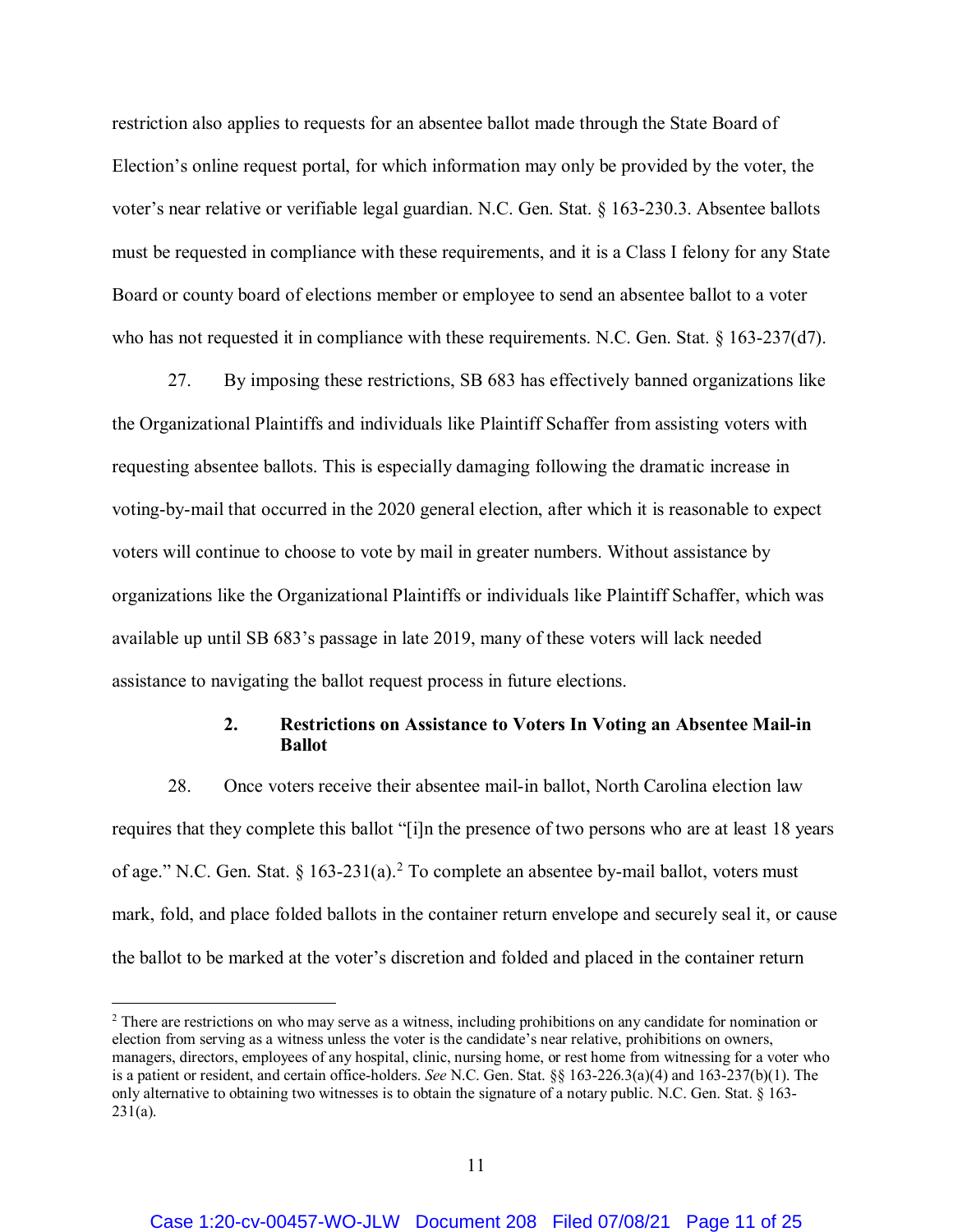restriction also applies to requests for an absentee ballot made through the State Board of Election's online request portal, for which information may only be provided by the voter, the voter's near relative or verifiable legal guardian. N.C. Gen. Stat. § 163-230.3. Absentee ballots must be requested in compliance with these requirements, and it is a Class I felony for any State Board or county board of elections member or employee to send an absentee ballot to a voter who has not requested it in compliance with these requirements. N.C. Gen. Stat. § 163-237(d7).

27. By imposing these restrictions, SB 683 has effectively banned organizations like the Organizational Plaintiffs and individuals like Plaintiff Schaffer from assisting voters with requesting absentee ballots. This is especially damaging following the dramatic increase in voting-by-mail that occurred in the 2020 general election, after which it is reasonable to expect voters will continue to choose to vote by mail in greater numbers. Without assistance by organizations like the Organizational Plaintiffs or individuals like Plaintiff Schaffer, which was available up until SB 683's passage in late 2019, many of these voters will lack needed assistance to navigating the ballot request process in future elections.

### 2. Restrictions on Assistance to Voters In Voting an Absentee Mail-in Ballot

28. Once voters receive their absentee mail-in ballot, North Carolina election law requires that they complete this ballot "[i]n the presence of two persons who are at least 18 years of age." N.C. Gen. Stat. § 163-231(a).[2] To complete an absentee by-mail ballot, voters must mark, fold, and place folded ballots in the container return envelope and securely seal it, or cause the ballot to be marked at the voter's discretion and folded and placed in the container return

---

[2] There are restrictions on who may serve as a witness, including prohibitions on any candidate for nomination or election from serving as a witness unless the voter is the candidate's near relative, prohibitions on owners, managers, directors, employees of any hospital, clinic, nursing home, or rest home from witnessing for a voter who is a patient or resident, and certain office-holders. *See* N.C. Gen. Stat. §§ 163-226.3(a)(4) and 163-237(b)(1). The only alternative to obtaining two witnesses is to obtain the signature of a notary public. N.C. Gen. Stat. § 163-231(a).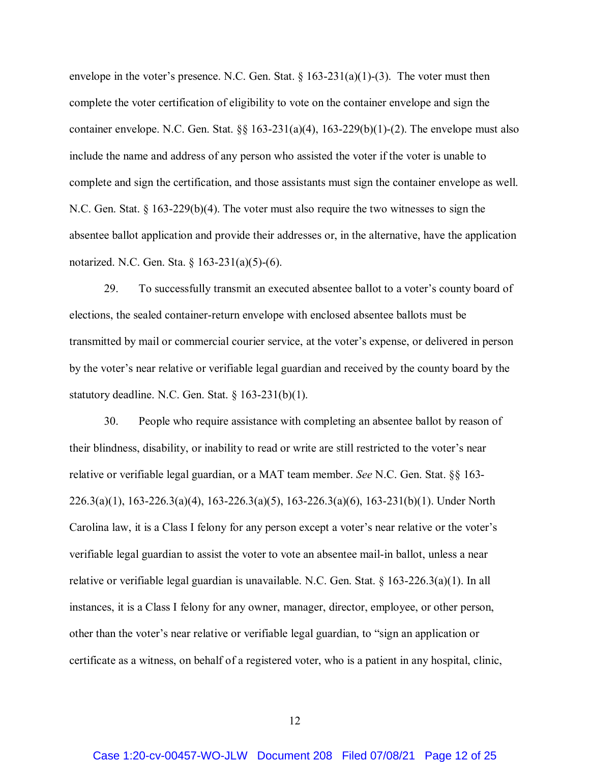envelope in the voter's presence. N.C. Gen. Stat. § 163-231(a)(1)-(3). The voter must then complete the voter certification of eligibility to vote on the container envelope and sign the container envelope. N.C. Gen. Stat. §§ 163-231(a)(4), 163-229(b)(1)-(2). The envelope must also include the name and address of any person who assisted the voter if the voter is unable to complete and sign the certification, and those assistants must sign the container envelope as well. N.C. Gen. Stat. § 163-229(b)(4). The voter must also require the two witnesses to sign the absentee ballot application and provide their addresses or, in the alternative, have the application notarized. N.C. Gen. Sta. § 163-231(a)(5)-(6).

29. To successfully transmit an executed absentee ballot to a voter's county board of elections, the sealed container-return envelope with enclosed absentee ballots must be transmitted by mail or commercial courier service, at the voter's expense, or delivered in person by the voter's near relative or verifiable legal guardian and received by the county board by the statutory deadline. N.C. Gen. Stat. § 163-231(b)(1).

30. People who require assistance with completing an absentee ballot by reason of their blindness, disability, or inability to read or write are still restricted to the voter's near relative or verifiable legal guardian, or a MAT team member. *See* N.C. Gen. Stat. §§ 163-226.3(a)(1), 163-226.3(a)(4), 163-226.3(a)(5), 163-226.3(a)(6), 163-231(b)(1). Under North Carolina law, it is a Class I felony for any person except a voter's near relative or the voter's verifiable legal guardian to assist the voter to vote an absentee mail-in ballot, unless a near relative or verifiable legal guardian is unavailable. N.C. Gen. Stat. § 163-226.3(a)(1). In all instances, it is a Class I felony for any owner, manager, director, employee, or other person, other than the voter's near relative or verifiable legal guardian, to "sign an application or certificate as a witness, on behalf of a registered voter, who is a patient in any hospital, clinic,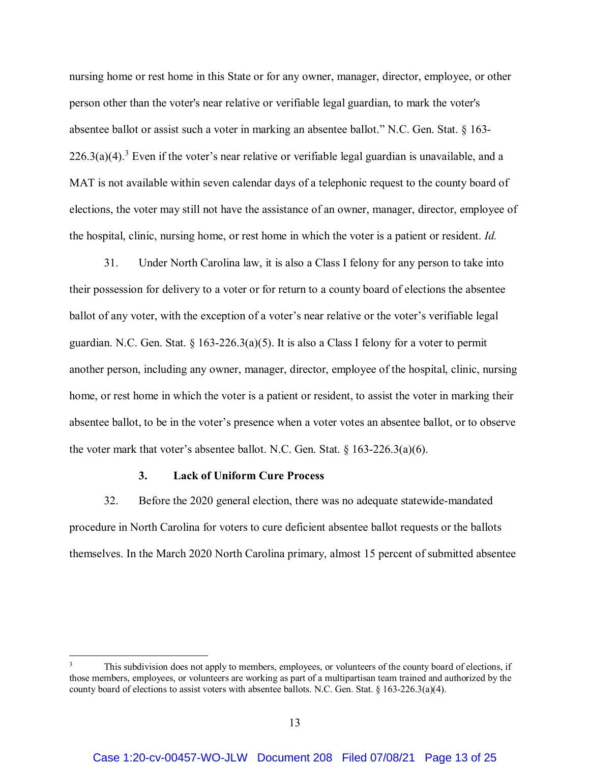nursing home or rest home in this State or for any owner, manager, director, employee, or other person other than the voter's near relative or verifiable legal guardian, to mark the voter's absentee ballot or assist such a voter in marking an absentee ballot." N.C. Gen. Stat. § 163-226.3(a)(4).[3] Even if the voter's near relative or verifiable legal guardian is unavailable, and a MAT is not available within seven calendar days of a telephonic request to the county board of elections, the voter may still not have the assistance of an owner, manager, director, employee of the hospital, clinic, nursing home, or rest home in which the voter is a patient or resident. *Id.*

31. Under North Carolina law, it is also a Class I felony for any person to take into their possession for delivery to a voter or for return to a county board of elections the absentee ballot of any voter, with the exception of a voter's near relative or the voter's verifiable legal guardian. N.C. Gen. Stat. § 163-226.3(a)(5). It is also a Class I felony for a voter to permit another person, including any owner, manager, director, employee of the hospital, clinic, nursing home, or rest home in which the voter is a patient or resident, to assist the voter in marking their absentee ballot, to be in the voter's presence when a voter votes an absentee ballot, or to observe the voter mark that voter's absentee ballot. N.C. Gen. Stat. § 163-226.3(a)(6).

### 3. Lack of Uniform Cure Process

32. Before the 2020 general election, there was no adequate statewide-mandated procedure in North Carolina for voters to cure deficient absentee ballot requests or the ballots themselves. In the March 2020 North Carolina primary, almost 15 percent of submitted absentee

---

[3] This subdivision does not apply to members, employees, or volunteers of the county board of elections, if those members, employees, or volunteers are working as part of a multipartisan team trained and authorized by the county board of elections to assist voters with absentee ballots. N.C. Gen. Stat. § 163-226.3(a)(4).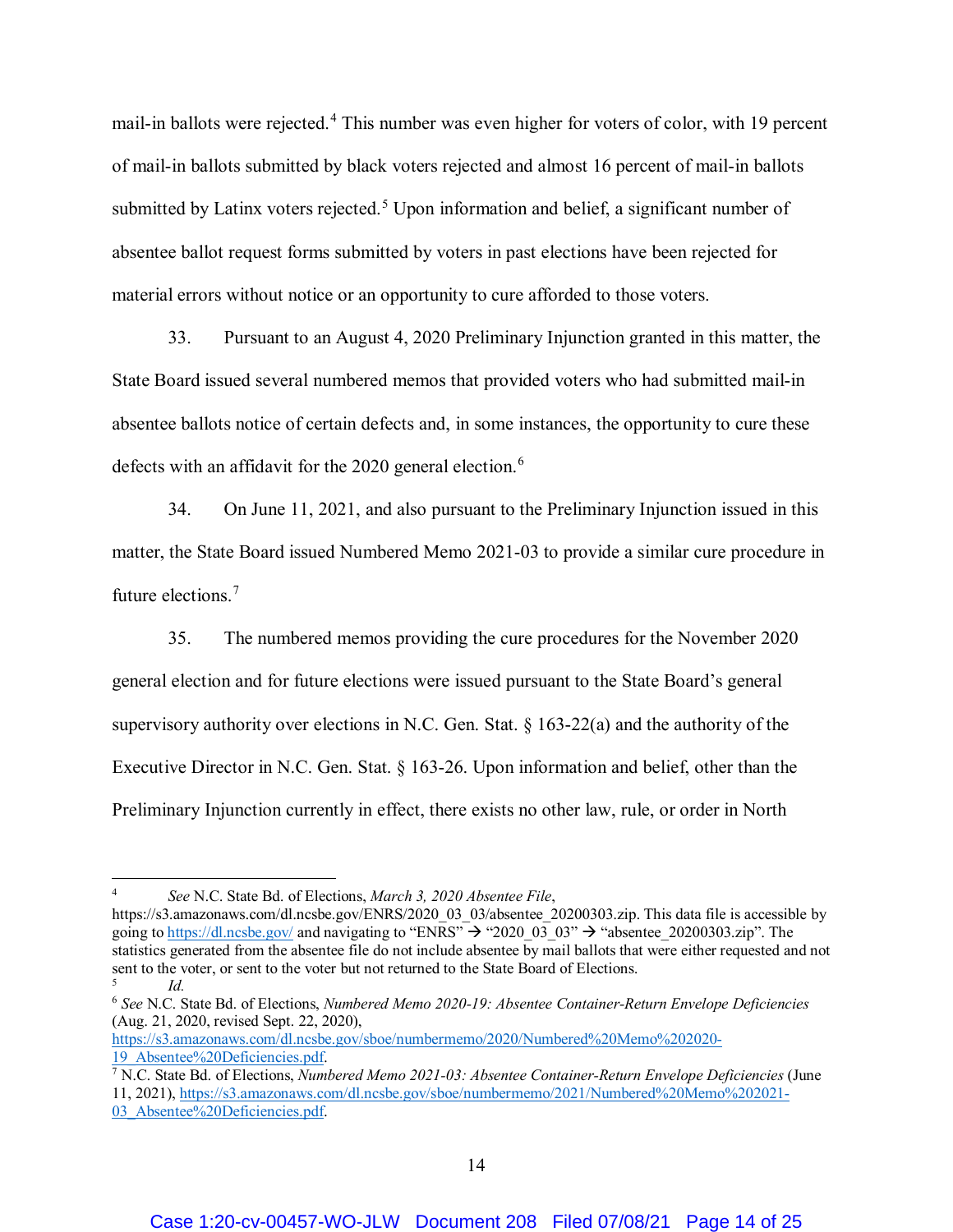mail-in ballots were rejected.[4] This number was even higher for voters of color, with 19 percent of mail-in ballots submitted by black voters rejected and almost 16 percent of mail-in ballots submitted by Latinx voters rejected.[5] Upon information and belief, a significant number of absentee ballot request forms submitted by voters in past elections have been rejected for material errors without notice or an opportunity to cure afforded to those voters.

33. Pursuant to an August 4, 2020 Preliminary Injunction granted in this matter, the State Board issued several numbered memos that provided voters who had submitted mail-in absentee ballots notice of certain defects and, in some instances, the opportunity to cure these defects with an affidavit for the 2020 general election.[6]

34. On June 11, 2021, and also pursuant to the Preliminary Injunction issued in this matter, the State Board issued Numbered Memo 2021-03 to provide a similar cure procedure in future elections.[7]

35. The numbered memos providing the cure procedures for the November 2020 general election and for future elections were issued pursuant to the State Board's general supervisory authority over elections in N.C. Gen. Stat. § 163-22(a) and the authority of the Executive Director in N.C. Gen. Stat. § 163-26. Upon information and belief, other than the Preliminary Injunction currently in effect, there exists no other law, rule, or order in North

---

[4] *See* N.C. State Bd. of Elections, *March 3, 2020 Absentee File*, https://s3.amazonaws.com/dl.ncsbe.gov/ENRS/2020_03_03/absentee_20200303.zip. This data file is accessible by going to https://dl.ncsbe.gov/ and navigating to "ENRS" → "2020_03_03" → "absentee_20200303.zip". The statistics generated from the absentee file do not include absentee by mail ballots that were either requested and not sent to the voter, or sent to the voter but not returned to the State Board of Elections.

[5] *Id.*

[6] *See* N.C. State Bd. of Elections, *Numbered Memo 2020-19: Absentee Container-Return Envelope Deficiencies* (Aug. 21, 2020, revised Sept. 22, 2020), https://s3.amazonaws.com/dl.ncsbe.gov/sboe/numbermemo/2020/Numbered%20Memo%202020-19_Absentee%20Deficiencies.pdf.

[7] N.C. State Bd. of Elections, *Numbered Memo 2021-03: Absentee Container-Return Envelope Deficiencies* (June 11, 2021), https://s3.amazonaws.com/dl.ncsbe.gov/sboe/numbermemo/2021/Numbered%20Memo%202021-03_Absentee%20Deficiencies.pdf.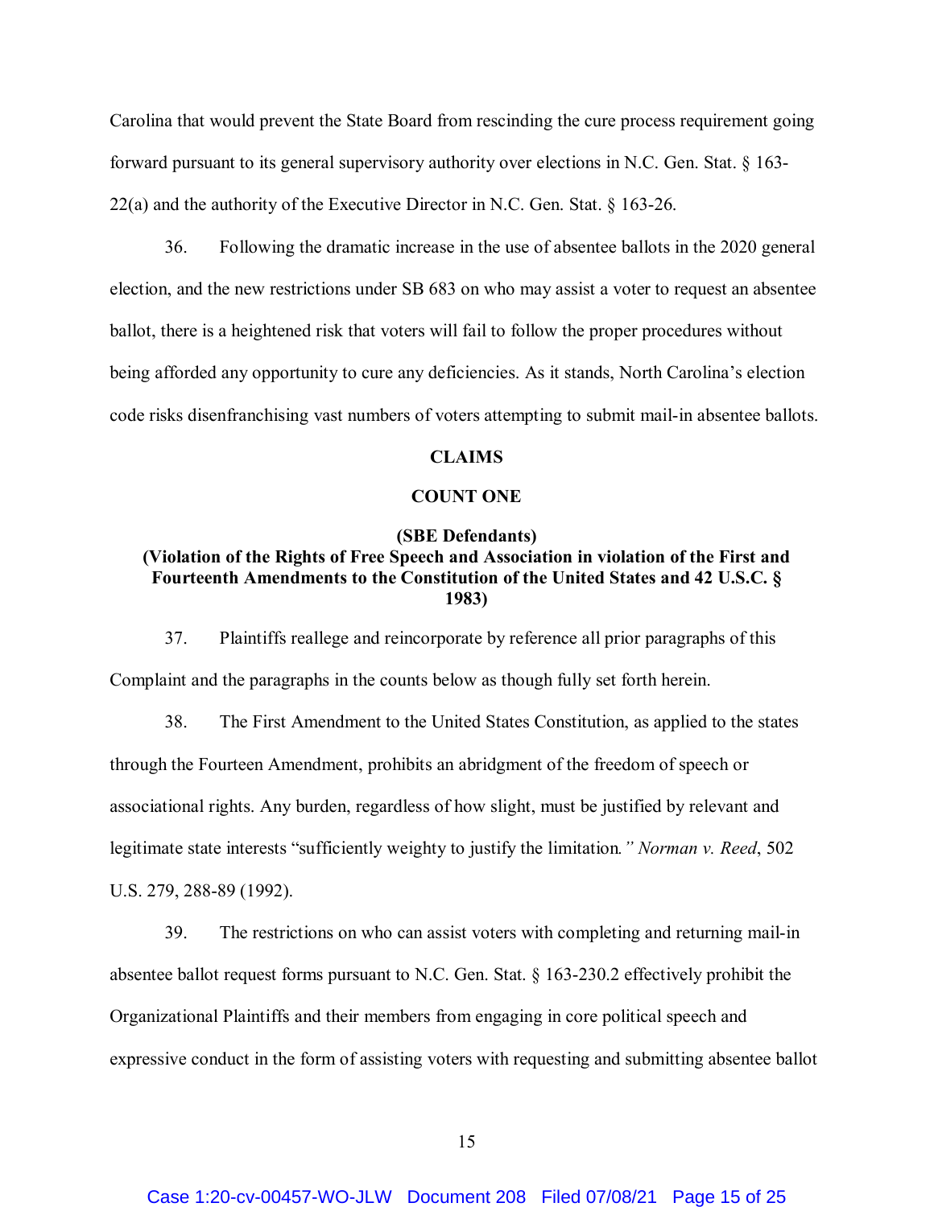Carolina that would prevent the State Board from rescinding the cure process requirement going forward pursuant to its general supervisory authority over elections in N.C. Gen. Stat. § 163-22(a) and the authority of the Executive Director in N.C. Gen. Stat. § 163-26.

36. Following the dramatic increase in the use of absentee ballots in the 2020 general election, and the new restrictions under SB 683 on who may assist a voter to request an absentee ballot, there is a heightened risk that voters will fail to follow the proper procedures without being afforded any opportunity to cure any deficiencies. As it stands, North Carolina's election code risks disenfranchising vast numbers of voters attempting to submit mail-in absentee ballots.

## CLAIMS

### COUNT ONE

**(SBE Defendants)**
**(Violation of the Rights of Free Speech and Association in violation of the First and Fourteenth Amendments to the Constitution of the United States and 42 U.S.C. § 1983)**

37. Plaintiffs reallege and reincorporate by reference all prior paragraphs of this Complaint and the paragraphs in the counts below as though fully set forth herein.

38. The First Amendment to the United States Constitution, as applied to the states through the Fourteen Amendment, prohibits an abridgment of the freedom of speech or associational rights. Any burden, regardless of how slight, must be justified by relevant and legitimate state interests "sufficiently weighty to justify the limitation*." Norman v. Reed*, 502 U.S. 279, 288-89 (1992).

39. The restrictions on who can assist voters with completing and returning mail-in absentee ballot request forms pursuant to N.C. Gen. Stat. § 163-230.2 effectively prohibit the Organizational Plaintiffs and their members from engaging in core political speech and expressive conduct in the form of assisting voters with requesting and submitting absentee ballot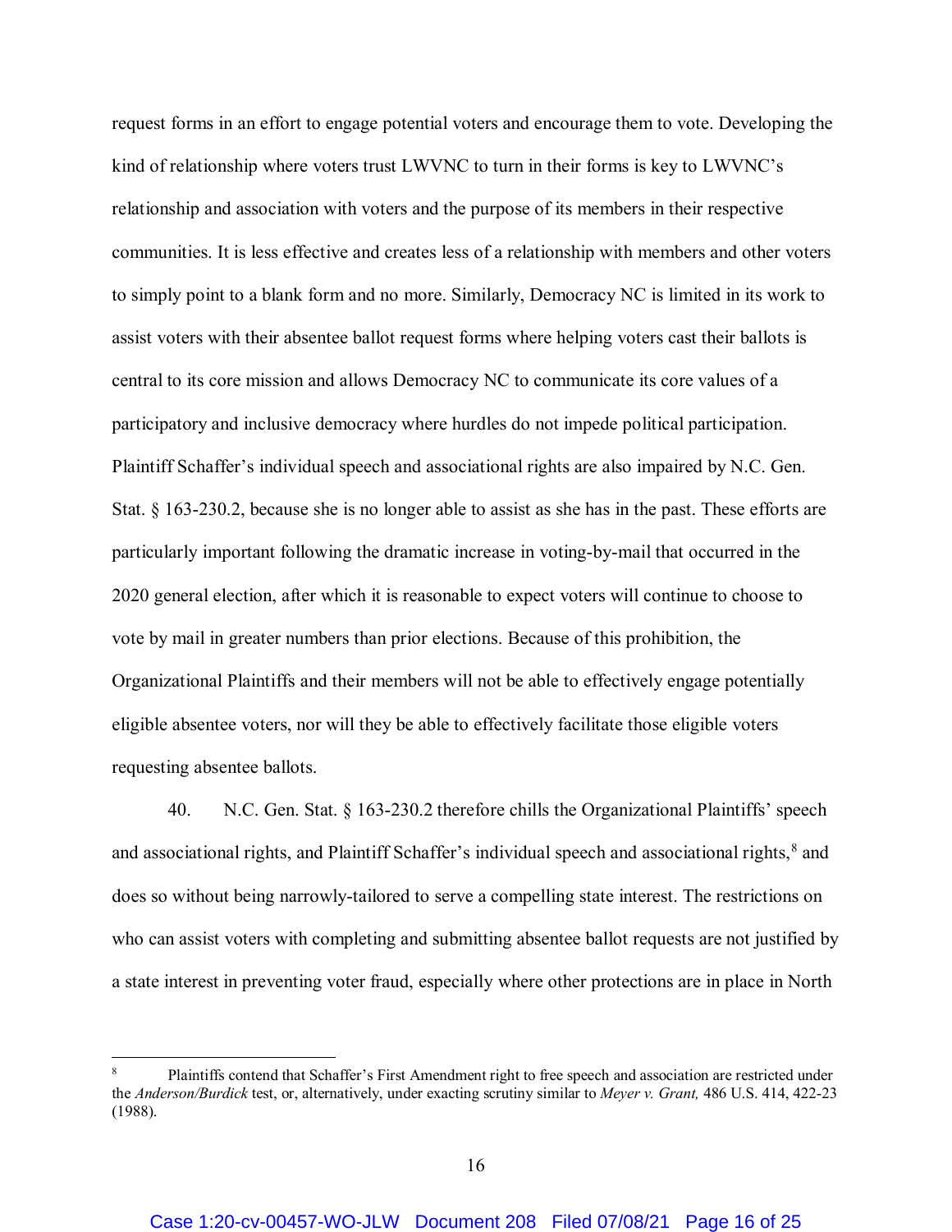request forms in an effort to engage potential voters and encourage them to vote. Developing the kind of relationship where voters trust LWVNC to turn in their forms is key to LWVNC's relationship and association with voters and the purpose of its members in their respective communities. It is less effective and creates less of a relationship with members and other voters to simply point to a blank form and no more. Similarly, Democracy NC is limited in its work to assist voters with their absentee ballot request forms where helping voters cast their ballots is central to its core mission and allows Democracy NC to communicate its core values of a participatory and inclusive democracy where hurdles do not impede political participation. Plaintiff Schaffer's individual speech and associational rights are also impaired by N.C. Gen. Stat. § 163-230.2, because she is no longer able to assist as she has in the past. These efforts are particularly important following the dramatic increase in voting-by-mail that occurred in the 2020 general election, after which it is reasonable to expect voters will continue to choose to vote by mail in greater numbers than prior elections. Because of this prohibition, the Organizational Plaintiffs and their members will not be able to effectively engage potentially eligible absentee voters, nor will they be able to effectively facilitate those eligible voters requesting absentee ballots.

40. N.C. Gen. Stat. § 163-230.2 therefore chills the Organizational Plaintiffs' speech and associational rights, and Plaintiff Schaffer's individual speech and associational rights,[8] and does so without being narrowly-tailored to serve a compelling state interest. The restrictions on who can assist voters with completing and submitting absentee ballot requests are not justified by a state interest in preventing voter fraud, especially where other protections are in place in North

---

[8] Plaintiffs contend that Schaffer's First Amendment right to free speech and association are restricted under the *Anderson/Burdick* test, or, alternatively, under exacting scrutiny similar to *Meyer v. Grant,* 486 U.S. 414, 422-23 (1988).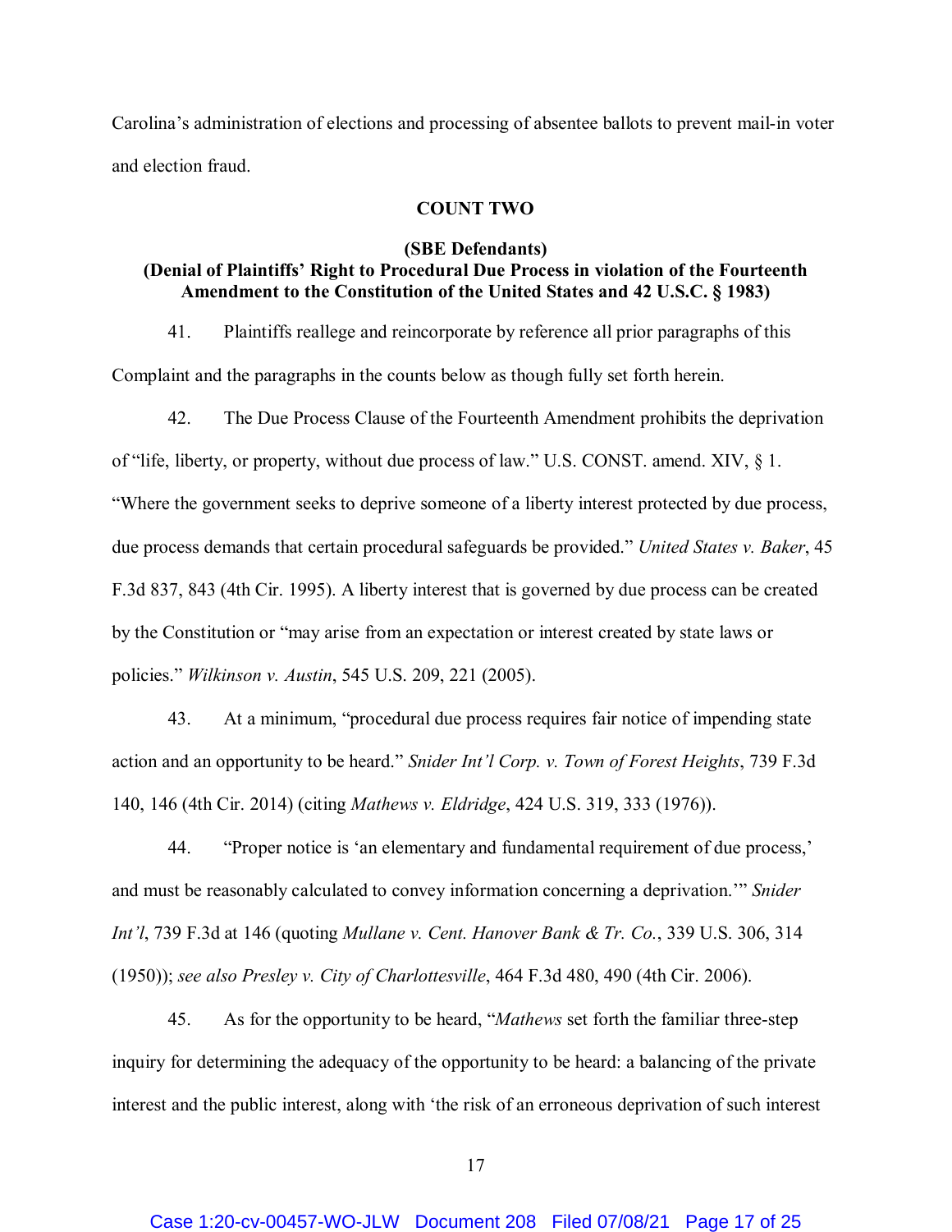Carolina's administration of elections and processing of absentee ballots to prevent mail-in voter and election fraud.

**COUNT TWO**

**(SBE Defendants)**
**(Denial of Plaintiffs' Right to Procedural Due Process in violation of the Fourteenth Amendment to the Constitution of the United States and 42 U.S.C. § 1983)**

41. Plaintiffs reallege and reincorporate by reference all prior paragraphs of this Complaint and the paragraphs in the counts below as though fully set forth herein.

42. The Due Process Clause of the Fourteenth Amendment prohibits the deprivation of "life, liberty, or property, without due process of law." U.S. CONST. amend. XIV, § 1. "Where the government seeks to deprive someone of a liberty interest protected by due process, due process demands that certain procedural safeguards be provided." *United States v. Baker*, 45 F.3d 837, 843 (4th Cir. 1995). A liberty interest that is governed by due process can be created by the Constitution or "may arise from an expectation or interest created by state laws or policies." *Wilkinson v. Austin*, 545 U.S. 209, 221 (2005).

43. At a minimum, "procedural due process requires fair notice of impending state action and an opportunity to be heard." *Snider Int'l Corp. v. Town of Forest Heights*, 739 F.3d 140, 146 (4th Cir. 2014) (citing *Mathews v. Eldridge*, 424 U.S. 319, 333 (1976)).

44. "Proper notice is 'an elementary and fundamental requirement of due process,' and must be reasonably calculated to convey information concerning a deprivation.'" *Snider Int'l*, 739 F.3d at 146 (quoting *Mullane v. Cent. Hanover Bank & Tr. Co.*, 339 U.S. 306, 314 (1950)); *see also Presley v. City of Charlottesville*, 464 F.3d 480, 490 (4th Cir. 2006).

45. As for the opportunity to be heard, "*Mathews* set forth the familiar three-step inquiry for determining the adequacy of the opportunity to be heard: a balancing of the private interest and the public interest, along with 'the risk of an erroneous deprivation of such interest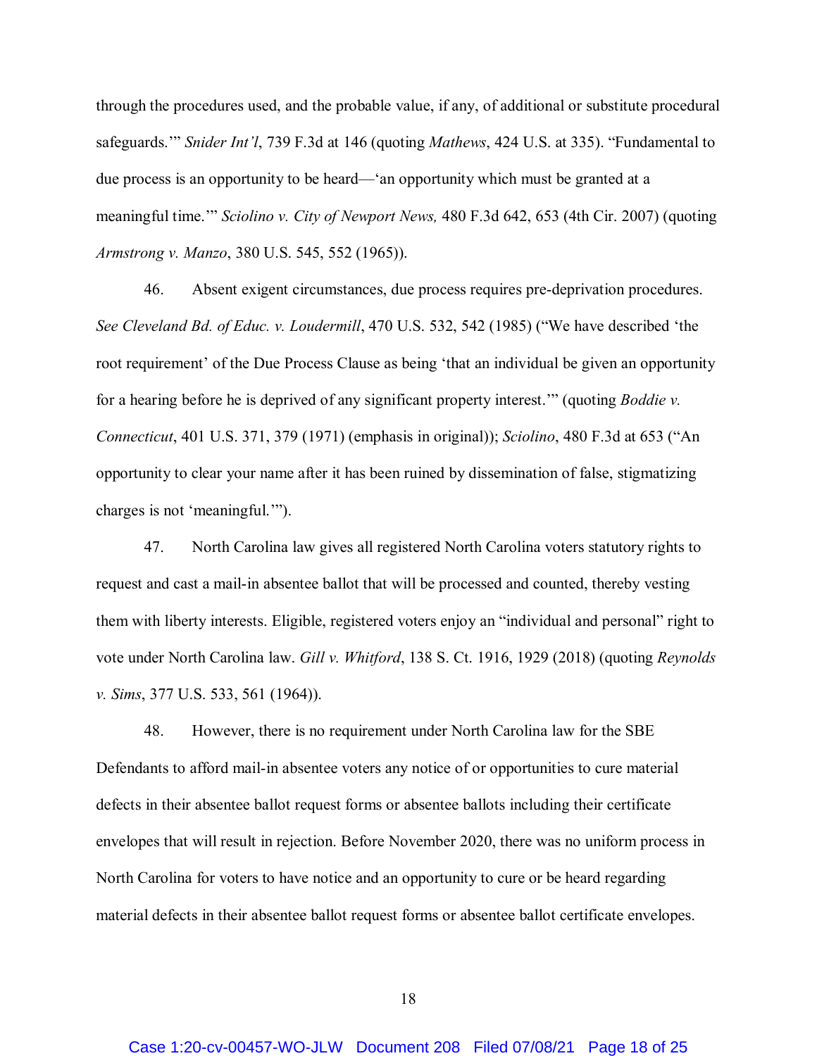through the procedures used, and the probable value, if any, of additional or substitute procedural safeguards.'" *Snider Int'l*, 739 F.3d at 146 (quoting *Mathews*, 424 U.S. at 335). "Fundamental to due process is an opportunity to be heard—'an opportunity which must be granted at a meaningful time.'" *Sciolino v. City of Newport News,* 480 F.3d 642, 653 (4th Cir. 2007) (quoting *Armstrong v. Manzo*, 380 U.S. 545, 552 (1965)).

46. Absent exigent circumstances, due process requires pre-deprivation procedures. *See Cleveland Bd. of Educ. v. Loudermill*, 470 U.S. 532, 542 (1985) ("We have described 'the root requirement' of the Due Process Clause as being 'that an individual be given an opportunity for a hearing before he is deprived of any significant property interest.'" (quoting *Boddie v. Connecticut*, 401 U.S. 371, 379 (1971) (emphasis in original)); *Sciolino*, 480 F.3d at 653 ("An opportunity to clear your name after it has been ruined by dissemination of false, stigmatizing charges is not 'meaningful.'").

47. North Carolina law gives all registered North Carolina voters statutory rights to request and cast a mail-in absentee ballot that will be processed and counted, thereby vesting them with liberty interests. Eligible, registered voters enjoy an "individual and personal" right to vote under North Carolina law. *Gill v. Whitford*, 138 S. Ct. 1916, 1929 (2018) (quoting *Reynolds v. Sims*, 377 U.S. 533, 561 (1964)).

48. However, there is no requirement under North Carolina law for the SBE Defendants to afford mail-in absentee voters any notice of or opportunities to cure material defects in their absentee ballot request forms or absentee ballots including their certificate envelopes that will result in rejection. Before November 2020, there was no uniform process in North Carolina for voters to have notice and an opportunity to cure or be heard regarding material defects in their absentee ballot request forms or absentee ballot certificate envelopes.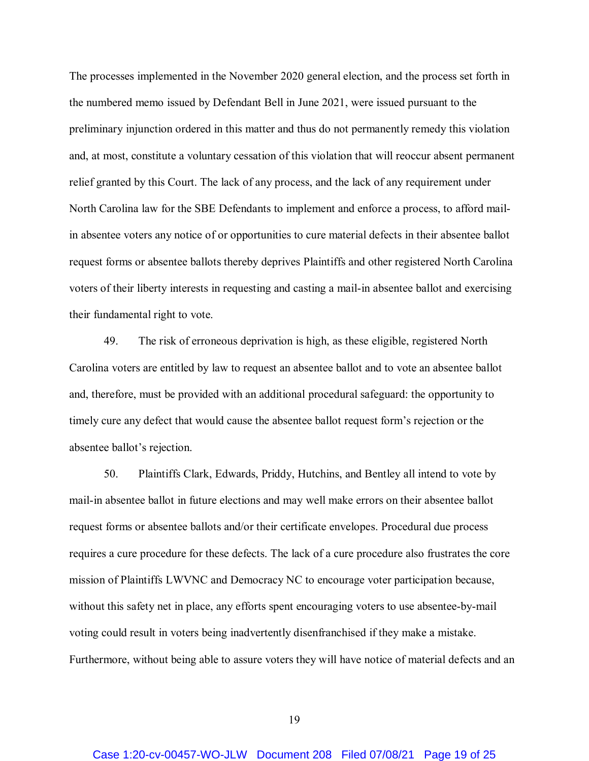The processes implemented in the November 2020 general election, and the process set forth in the numbered memo issued by Defendant Bell in June 2021, were issued pursuant to the preliminary injunction ordered in this matter and thus do not permanently remedy this violation and, at most, constitute a voluntary cessation of this violation that will reoccur absent permanent relief granted by this Court. The lack of any process, and the lack of any requirement under North Carolina law for the SBE Defendants to implement and enforce a process, to afford mail-in absentee voters any notice of or opportunities to cure material defects in their absentee ballot request forms or absentee ballots thereby deprives Plaintiffs and other registered North Carolina voters of their liberty interests in requesting and casting a mail-in absentee ballot and exercising their fundamental right to vote.

49. The risk of erroneous deprivation is high, as these eligible, registered North Carolina voters are entitled by law to request an absentee ballot and to vote an absentee ballot and, therefore, must be provided with an additional procedural safeguard: the opportunity to timely cure any defect that would cause the absentee ballot request form's rejection or the absentee ballot's rejection.

50. Plaintiffs Clark, Edwards, Priddy, Hutchins, and Bentley all intend to vote by mail-in absentee ballot in future elections and may well make errors on their absentee ballot request forms or absentee ballots and/or their certificate envelopes. Procedural due process requires a cure procedure for these defects. The lack of a cure procedure also frustrates the core mission of Plaintiffs LWVNC and Democracy NC to encourage voter participation because, without this safety net in place, any efforts spent encouraging voters to use absentee-by-mail voting could result in voters being inadvertently disenfranchised if they make a mistake. Furthermore, without being able to assure voters they will have notice of material defects and an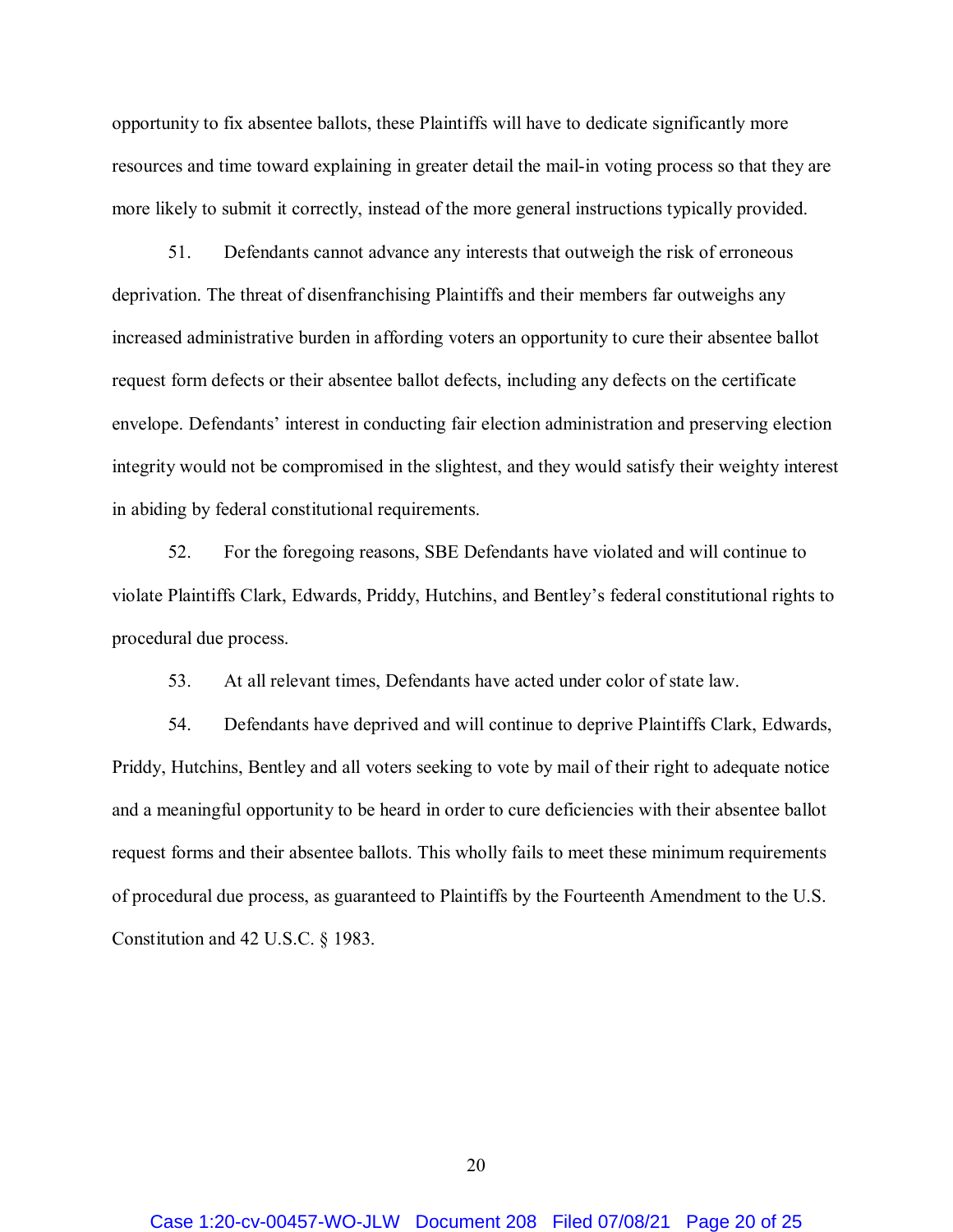opportunity to fix absentee ballots, these Plaintiffs will have to dedicate significantly more resources and time toward explaining in greater detail the mail-in voting process so that they are more likely to submit it correctly, instead of the more general instructions typically provided.

51. Defendants cannot advance any interests that outweigh the risk of erroneous deprivation. The threat of disenfranchising Plaintiffs and their members far outweighs any increased administrative burden in affording voters an opportunity to cure their absentee ballot request form defects or their absentee ballot defects, including any defects on the certificate envelope. Defendants' interest in conducting fair election administration and preserving election integrity would not be compromised in the slightest, and they would satisfy their weighty interest in abiding by federal constitutional requirements.

52. For the foregoing reasons, SBE Defendants have violated and will continue to violate Plaintiffs Clark, Edwards, Priddy, Hutchins, and Bentley's federal constitutional rights to procedural due process.

53. At all relevant times, Defendants have acted under color of state law.

54. Defendants have deprived and will continue to deprive Plaintiffs Clark, Edwards, Priddy, Hutchins, Bentley and all voters seeking to vote by mail of their right to adequate notice and a meaningful opportunity to be heard in order to cure deficiencies with their absentee ballot request forms and their absentee ballots. This wholly fails to meet these minimum requirements of procedural due process, as guaranteed to Plaintiffs by the Fourteenth Amendment to the U.S. Constitution and 42 U.S.C. § 1983.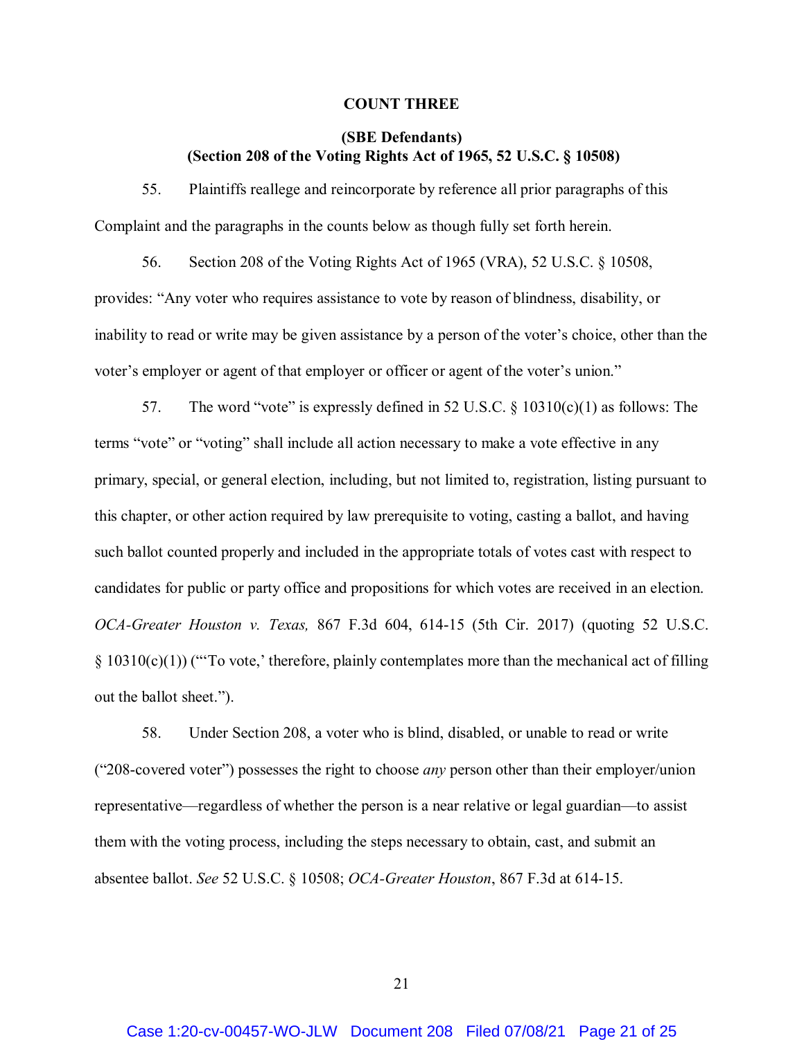**COUNT THREE**

**(SBE Defendants)**
**(Section 208 of the Voting Rights Act of 1965, 52 U.S.C. § 10508)**

55. Plaintiffs reallege and reincorporate by reference all prior paragraphs of this Complaint and the paragraphs in the counts below as though fully set forth herein.

56. Section 208 of the Voting Rights Act of 1965 (VRA), 52 U.S.C. § 10508, provides: "Any voter who requires assistance to vote by reason of blindness, disability, or inability to read or write may be given assistance by a person of the voter's choice, other than the voter's employer or agent of that employer or officer or agent of the voter's union."

57. The word "vote" is expressly defined in 52 U.S.C. § 10310(c)(1) as follows: The terms "vote" or "voting" shall include all action necessary to make a vote effective in any primary, special, or general election, including, but not limited to, registration, listing pursuant to this chapter, or other action required by law prerequisite to voting, casting a ballot, and having such ballot counted properly and included in the appropriate totals of votes cast with respect to candidates for public or party office and propositions for which votes are received in an election. *OCA-Greater Houston v. Texas,* 867 F.3d 604, 614-15 (5th Cir. 2017) (quoting 52 U.S.C. § 10310(c)(1)) ("'To vote,' therefore, plainly contemplates more than the mechanical act of filling out the ballot sheet.").

58. Under Section 208, a voter who is blind, disabled, or unable to read or write ("208-covered voter") possesses the right to choose *any* person other than their employer/union representative—regardless of whether the person is a near relative or legal guardian—to assist them with the voting process, including the steps necessary to obtain, cast, and submit an absentee ballot. *See* 52 U.S.C. § 10508; *OCA-Greater Houston*, 867 F.3d at 614-15.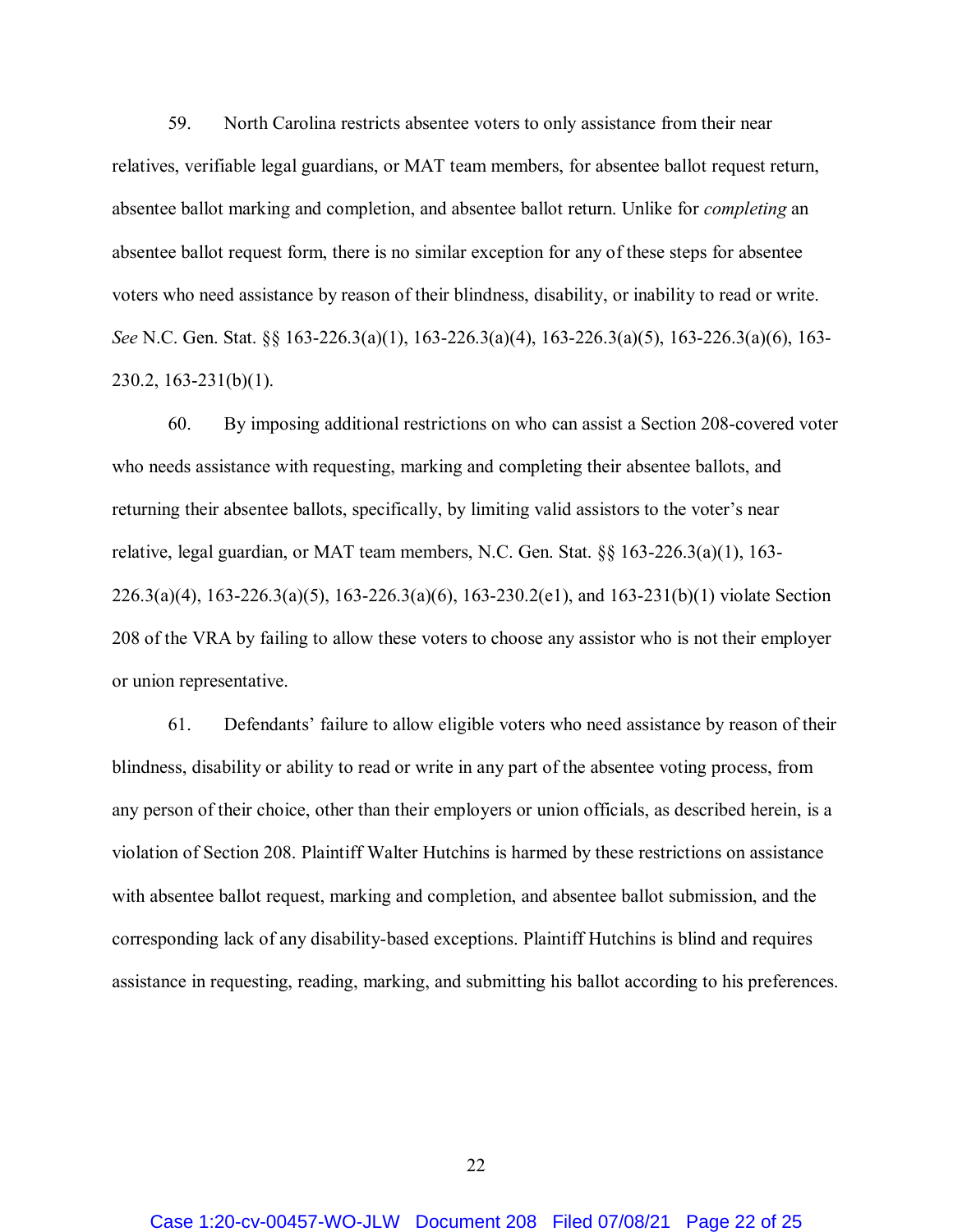59. North Carolina restricts absentee voters to only assistance from their near relatives, verifiable legal guardians, or MAT team members, for absentee ballot request return, absentee ballot marking and completion, and absentee ballot return. Unlike for *completing* an absentee ballot request form, there is no similar exception for any of these steps for absentee voters who need assistance by reason of their blindness, disability, or inability to read or write. *See* N.C. Gen. Stat. §§ 163-226.3(a)(1), 163-226.3(a)(4), 163-226.3(a)(5), 163-226.3(a)(6), 163-230.2, 163-231(b)(1).

60. By imposing additional restrictions on who can assist a Section 208-covered voter who needs assistance with requesting, marking and completing their absentee ballots, and returning their absentee ballots, specifically, by limiting valid assistors to the voter's near relative, legal guardian, or MAT team members, N.C. Gen. Stat. §§ 163-226.3(a)(1), 163-226.3(a)(4), 163-226.3(a)(5), 163-226.3(a)(6), 163-230.2(e1), and 163-231(b)(1) violate Section 208 of the VRA by failing to allow these voters to choose any assistor who is not their employer or union representative.

61. Defendants' failure to allow eligible voters who need assistance by reason of their blindness, disability or ability to read or write in any part of the absentee voting process, from any person of their choice, other than their employers or union officials, as described herein, is a violation of Section 208. Plaintiff Walter Hutchins is harmed by these restrictions on assistance with absentee ballot request, marking and completion, and absentee ballot submission, and the corresponding lack of any disability-based exceptions. Plaintiff Hutchins is blind and requires assistance in requesting, reading, marking, and submitting his ballot according to his preferences.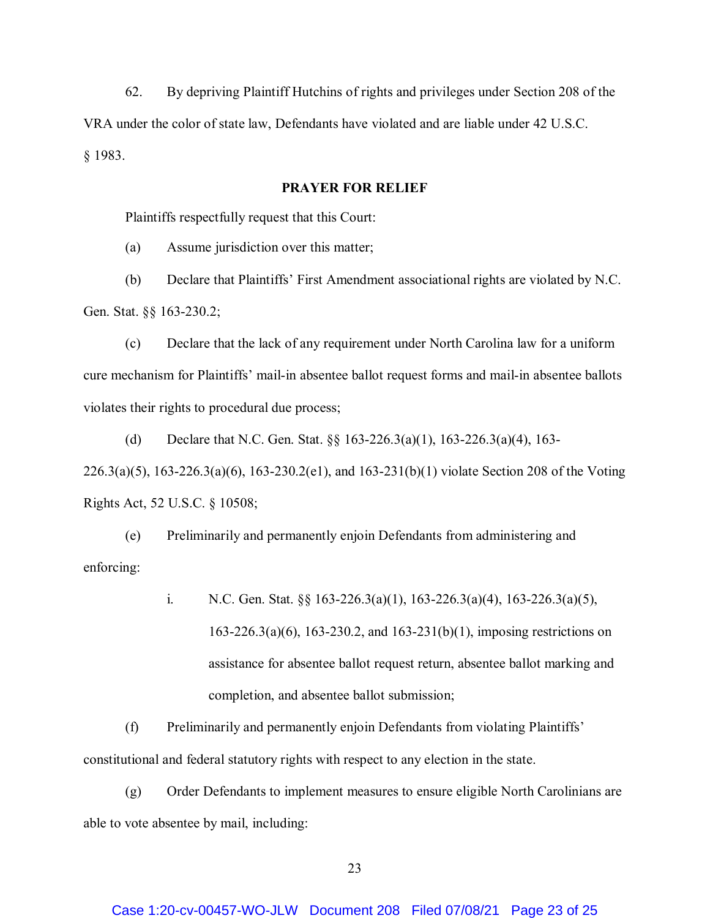62. By depriving Plaintiff Hutchins of rights and privileges under Section 208 of the VRA under the color of state law, Defendants have violated and are liable under 42 U.S.C. § 1983.

**PRAYER FOR RELIEF**

Plaintiffs respectfully request that this Court:

(a) Assume jurisdiction over this matter;

(b) Declare that Plaintiffs' First Amendment associational rights are violated by N.C. Gen. Stat. §§ 163-230.2;

(c) Declare that the lack of any requirement under North Carolina law for a uniform cure mechanism for Plaintiffs' mail-in absentee ballot request forms and mail-in absentee ballots violates their rights to procedural due process;

(d) Declare that N.C. Gen. Stat. §§ 163-226.3(a)(1), 163-226.3(a)(4), 163-226.3(a)(5), 163-226.3(a)(6), 163-230.2(e1), and 163-231(b)(1) violate Section 208 of the Voting Rights Act, 52 U.S.C. § 10508;

(e) Preliminarily and permanently enjoin Defendants from administering and enforcing:

> i. N.C. Gen. Stat. §§ 163-226.3(a)(1), 163-226.3(a)(4), 163-226.3(a)(5), 163-226.3(a)(6), 163-230.2, and 163-231(b)(1), imposing restrictions on assistance for absentee ballot request return, absentee ballot marking and completion, and absentee ballot submission;

(f) Preliminarily and permanently enjoin Defendants from violating Plaintiffs' constitutional and federal statutory rights with respect to any election in the state.

(g) Order Defendants to implement measures to ensure eligible North Carolinians are able to vote absentee by mail, including: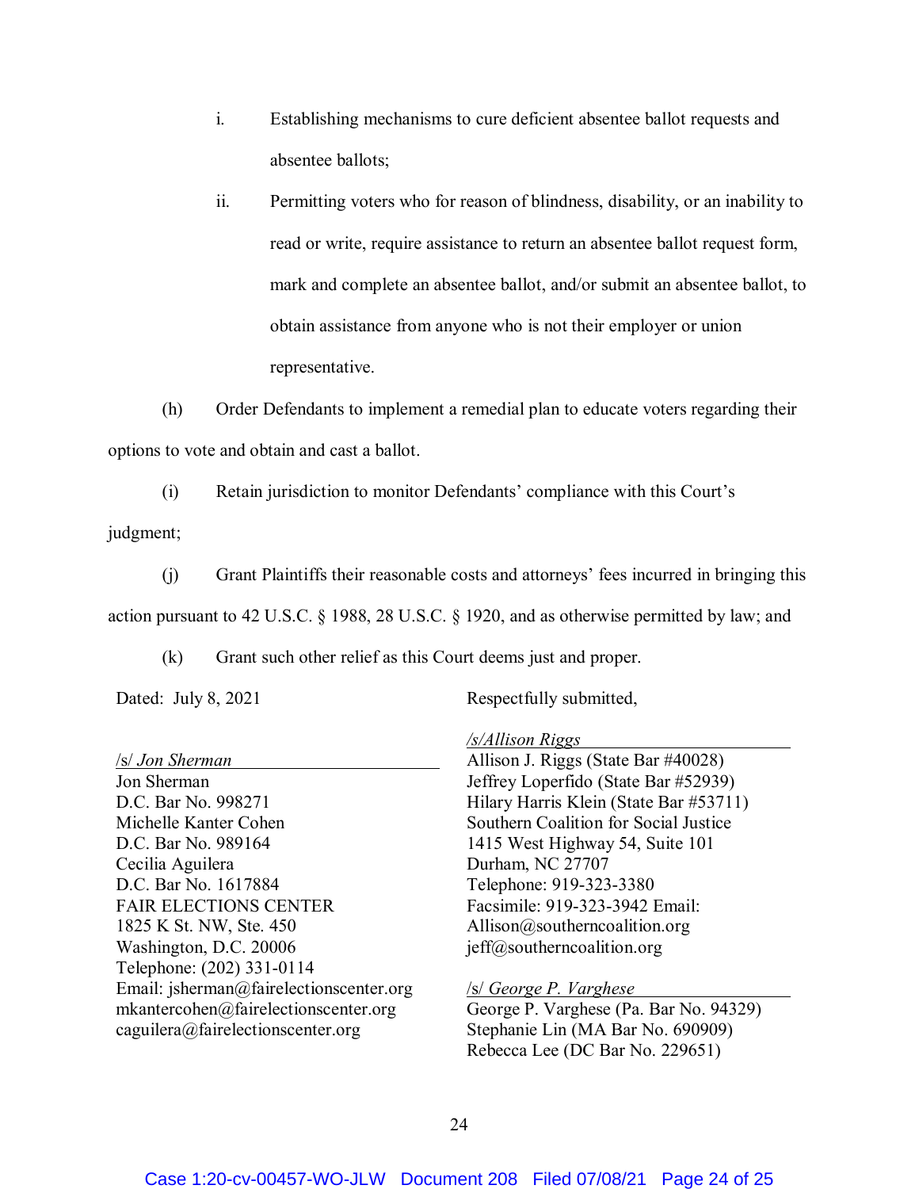i. Establishing mechanisms to cure deficient absentee ballot requests and absentee ballots;

ii. Permitting voters who for reason of blindness, disability, or an inability to read or write, require assistance to return an absentee ballot request form, mark and complete an absentee ballot, and/or submit an absentee ballot, to obtain assistance from anyone who is not their employer or union representative.

(h) Order Defendants to implement a remedial plan to educate voters regarding their options to vote and obtain and cast a ballot.

(i) Retain jurisdiction to monitor Defendants' compliance with this Court's judgment;

(j) Grant Plaintiffs their reasonable costs and attorneys' fees incurred in bringing this action pursuant to 42 U.S.C. § 1988, 28 U.S.C. § 1920, and as otherwise permitted by law; and

(k) Grant such other relief as this Court deems just and proper.

Dated: July 8, 2021

Respectfully submitted,

/s/Allison Riggs
Allison J. Riggs (State Bar #40028)
Jeffrey Loperfido (State Bar #52939)
Hilary Harris Klein (State Bar #53711)
Southern Coalition for Social Justice
1415 West Highway 54, Suite 101
Durham, NC 27707
Telephone: 919-323-3380
Facsimile: 919-323-3942 Email:
Allison@southerncoalition.org
jeff@southerncoalition.org

/s/ George P. Varghese
George P. Varghese (Pa. Bar No. 94329)
Stephanie Lin (MA Bar No. 690909)
Rebecca Lee (DC Bar No. 229651)

/s/ Jon Sherman
Jon Sherman
D.C. Bar No. 998271
Michelle Kanter Cohen
D.C. Bar No. 989164
Cecilia Aguilera
D.C. Bar No. 1617884
FAIR ELECTIONS CENTER
1825 K St. NW, Ste. 450
Washington, D.C. 20006
Telephone: (202) 331-0114
Email: jsherman@fairelectionscenter.org
mkantercohen@fairelectionscenter.org
caguilera@fairelectionscenter.org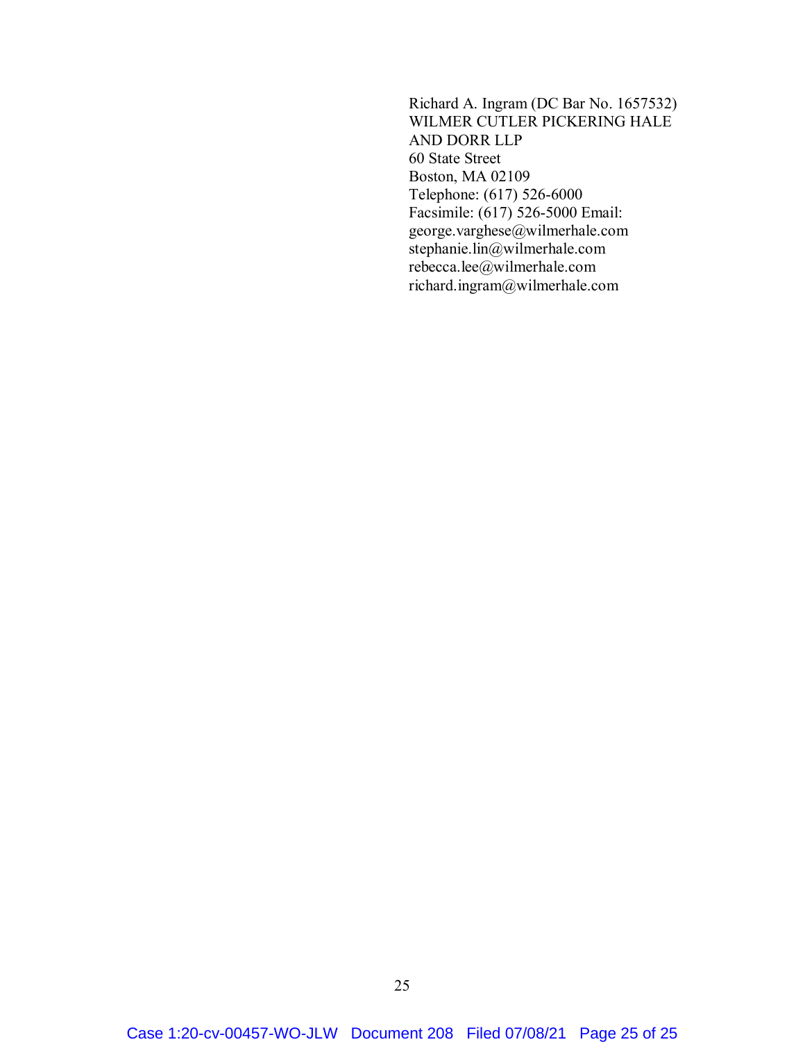Richard A. Ingram (DC Bar No. 1657532)
WILMER CUTLER PICKERING HALE
AND DORR LLP
60 State Street
Boston, MA 02109
Telephone: (617) 526-6000
Facsimile: (617) 526-5000 Email:
george.varghese@wilmerhale.com
stephanie.lin@wilmerhale.com
rebecca.lee@wilmerhale.com
richard.ingram@wilmerhale.com